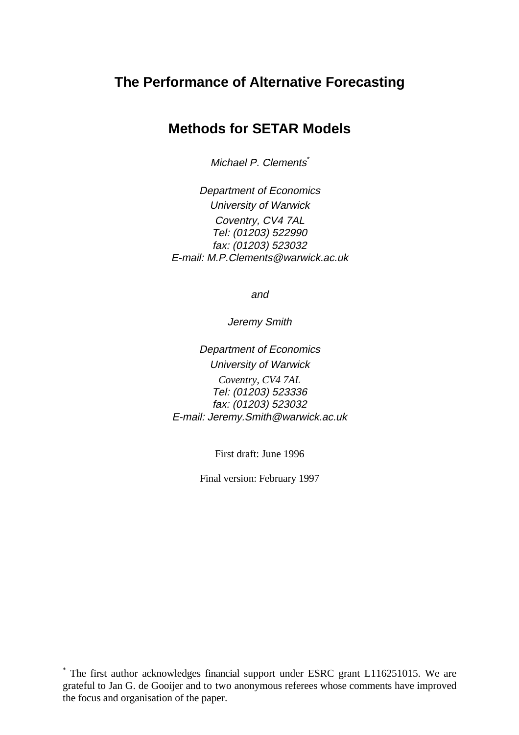# The Performance of Alternative Forecasting Methods for SETAR Models

*Michael P. Clements*[*]

*Department of Economics*
*University of Warwick*
*Coventry, CV4 7AL*
*Tel: (01203) 522990*
*fax: (01203) 523032*
*E-mail: M.P.Clements@warwick.ac.uk*

*and*

*Jeremy Smith*

*Department of Economics*
*University of Warwick*
*Coventry, CV4 7AL*
*Tel: (01203) 523336*
*fax: (01203) 523032*
*E-mail: Jeremy.Smith@warwick.ac.uk*

First draft: June 1996

Final version: February 1997

[*] The first author acknowledges financial support under ESRC grant L116251015. We are grateful to Jan G. de Gooijer and to two anonymous referees whose comments have improved the focus and organisation of the paper.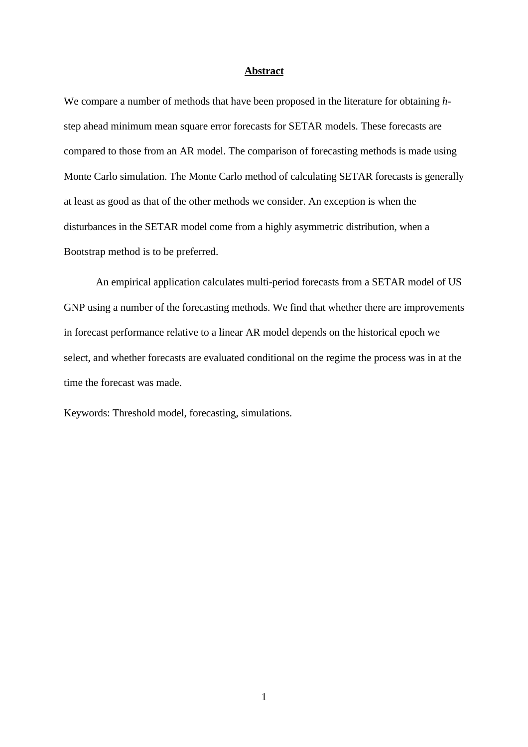# Abstract

We compare a number of methods that have been proposed in the literature for obtaining *h*-step ahead minimum mean square error forecasts for SETAR models. These forecasts are compared to those from an AR model. The comparison of forecasting methods is made using Monte Carlo simulation. The Monte Carlo method of calculating SETAR forecasts is generally at least as good as that of the other methods we consider. An exception is when the disturbances in the SETAR model come from a highly asymmetric distribution, when a Bootstrap method is to be preferred.

An empirical application calculates multi-period forecasts from a SETAR model of US GNP using a number of the forecasting methods. We find that whether there are improvements in forecast performance relative to a linear AR model depends on the historical epoch we select, and whether forecasts are evaluated conditional on the regime the process was in at the time the forecast was made.

Keywords: Threshold model, forecasting, simulations.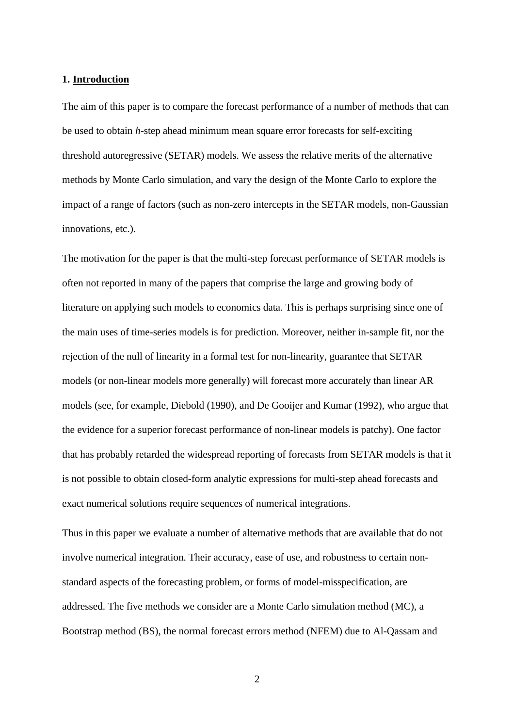## 1. **Introduction**

The aim of this paper is to compare the forecast performance of a number of methods that can be used to obtain *h*-step ahead minimum mean square error forecasts for self-exciting threshold autoregressive (SETAR) models. We assess the relative merits of the alternative methods by Monte Carlo simulation, and vary the design of the Monte Carlo to explore the impact of a range of factors (such as non-zero intercepts in the SETAR models, non-Gaussian innovations, etc.).

The motivation for the paper is that the multi-step forecast performance of SETAR models is often not reported in many of the papers that comprise the large and growing body of literature on applying such models to economics data. This is perhaps surprising since one of the main uses of time-series models is for prediction. Moreover, neither in-sample fit, nor the rejection of the null of linearity in a formal test for non-linearity, guarantee that SETAR models (or non-linear models more generally) will forecast more accurately than linear AR models (see, for example, Diebold (1990), and De Gooijer and Kumar (1992), who argue that the evidence for a superior forecast performance of non-linear models is patchy). One factor that has probably retarded the widespread reporting of forecasts from SETAR models is that it is not possible to obtain closed-form analytic expressions for multi-step ahead forecasts and exact numerical solutions require sequences of numerical integrations.

Thus in this paper we evaluate a number of alternative methods that are available that do not involve numerical integration. Their accuracy, ease of use, and robustness to certain non-standard aspects of the forecasting problem, or forms of model-misspecification, are addressed. The five methods we consider are a Monte Carlo simulation method (MC), a Bootstrap method (BS), the normal forecast errors method (NFEM) due to Al-Qassam and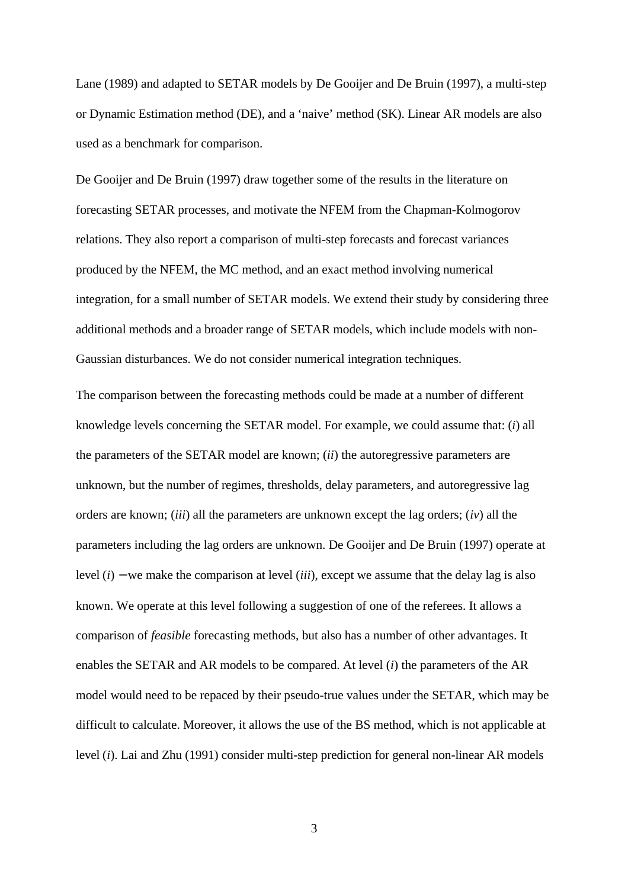Lane (1989) and adapted to SETAR models by De Gooijer and De Bruin (1997), a multi-step or Dynamic Estimation method (DE), and a 'naive' method (SK). Linear AR models are also used as a benchmark for comparison.

De Gooijer and De Bruin (1997) draw together some of the results in the literature on forecasting SETAR processes, and motivate the NFEM from the Chapman-Kolmogorov relations. They also report a comparison of multi-step forecasts and forecast variances produced by the NFEM, the MC method, and an exact method involving numerical integration, for a small number of SETAR models. We extend their study by considering three additional methods and a broader range of SETAR models, which include models with non-Gaussian disturbances. We do not consider numerical integration techniques.

The comparison between the forecasting methods could be made at a number of different knowledge levels concerning the SETAR model. For example, we could assume that: (*i*) all the parameters of the SETAR model are known; (*ii*) the autoregressive parameters are unknown, but the number of regimes, thresholds, delay parameters, and autoregressive lag orders are known; (*iii*) all the parameters are unknown except the lag orders; (*iv*) all the parameters including the lag orders are unknown. De Gooijer and De Bruin (1997) operate at level (*i*) − we make the comparison at level (*iii*), except we assume that the delay lag is also known. We operate at this level following a suggestion of one of the referees. It allows a comparison of *feasible* forecasting methods, but also has a number of other advantages. It enables the SETAR and AR models to be compared. At level (*i*) the parameters of the AR model would need to be repaced by their pseudo-true values under the SETAR, which may be difficult to calculate. Moreover, it allows the use of the BS method, which is not applicable at level (*i*). Lai and Zhu (1991) consider multi-step prediction for general non-linear AR models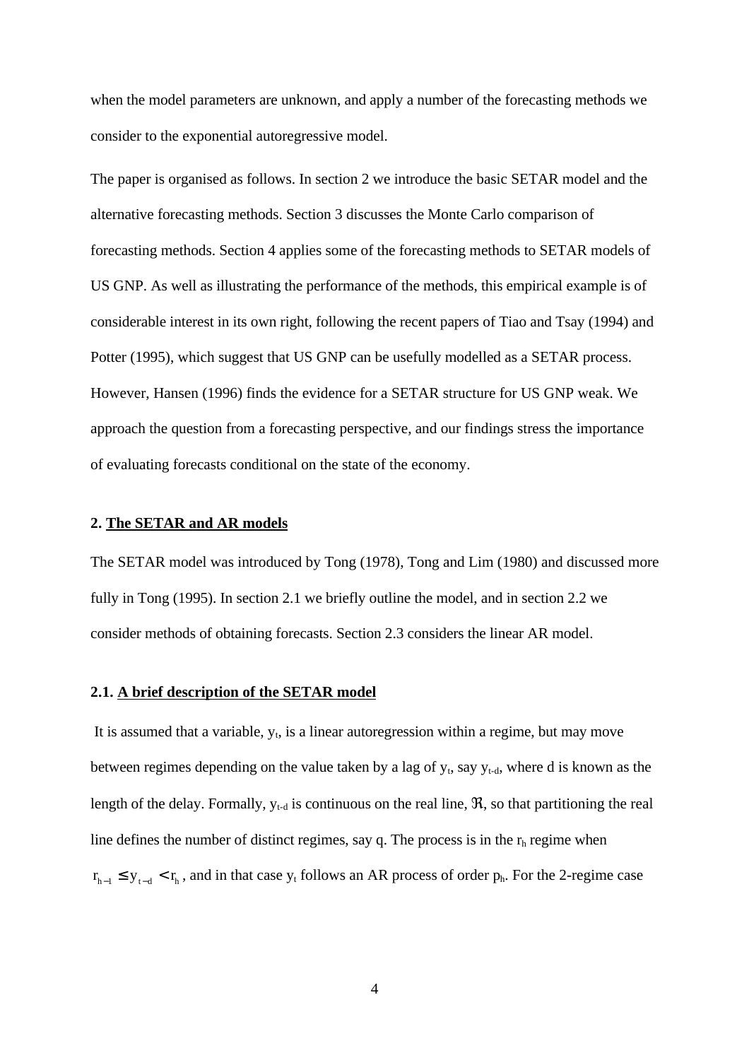when the model parameters are unknown, and apply a number of the forecasting methods we consider to the exponential autoregressive model.

The paper is organised as follows. In section 2 we introduce the basic SETAR model and the alternative forecasting methods. Section 3 discusses the Monte Carlo comparison of forecasting methods. Section 4 applies some of the forecasting methods to SETAR models of US GNP. As well as illustrating the performance of the methods, this empirical example is of considerable interest in its own right, following the recent papers of Tiao and Tsay (1994) and Potter (1995), which suggest that US GNP can be usefully modelled as a SETAR process. However, Hansen (1996) finds the evidence for a SETAR structure for US GNP weak. We approach the question from a forecasting perspective, and our findings stress the importance of evaluating forecasts conditional on the state of the economy.

## 2. The SETAR and AR models

The SETAR model was introduced by Tong (1978), Tong and Lim (1980) and discussed more fully in Tong (1995). In section 2.1 we briefly outline the model, and in section 2.2 we consider methods of obtaining forecasts. Section 2.3 considers the linear AR model.

### 2.1. A brief description of the SETAR model

It is assumed that a variable, $y_t$, is a linear autoregression within a regime, but may move between regimes depending on the value taken by a lag of $y_t$, say $y_{t-d}$, where d is known as the length of the delay. Formally, $y_{t-d}$ is continuous on the real line, $\Re$, so that partitioning the real line defines the number of distinct regimes, say q. The process is in the $r_h$ regime when $r_{h-1} \leq y_{t-d} < r_h$, and in that case $y_t$ follows an AR process of order $p_h$. For the 2-regime case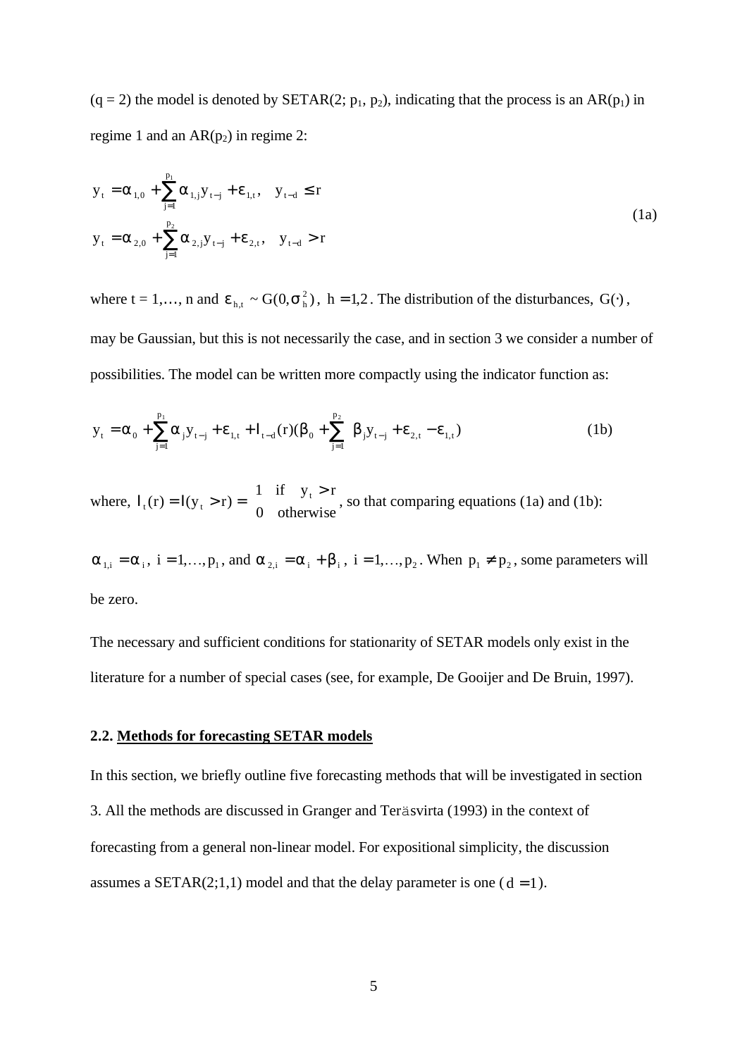(q = 2) the model is denoted by SETAR(2; $p_1$, $p_2$), indicating that the process is an AR($p_1$) in regime 1 and an AR($p_2$) in regime 2:

$$
\begin{aligned}
y_t &= \alpha_{1,0} + \sum_{j=1}^{p_1} \alpha_{1,j} y_{t-j} + \varepsilon_{1,t}, \quad y_{t-d} \le r \\
y_t &= \alpha_{2,0} + \sum_{j=1}^{p_2} \alpha_{2,j} y_{t-j} + \varepsilon_{2,t}, \quad y_{t-d} > r
\end{aligned} \tag{1a}
$$

where t = 1,…, n and $\varepsilon_{h,t} \sim G(0, \sigma_h^2)$, $h = 1,2$. The distribution of the disturbances, $G(\cdot)$, may be Gaussian, but this is not necessarily the case, and in section 3 we consider a number of possibilities. The model can be written more compactly using the indicator function as:

$$
y_t = \alpha_0 + \sum_{j=1}^{p_1} \alpha_j y_{t-j} + \varepsilon_{1,t} + I_{t-d}(r)(\beta_0 + \sum_{j=1}^{p_2} \beta_j y_{t-j} + \varepsilon_{2,t} - \varepsilon_{1,t}) \tag{1b}
$$

where, $I_t(r) = I(y_t > r) = \begin{cases} 1 & \text{if} \quad y_t > r \\ 0 & \text{otherwise} \end{cases}$, so that comparing equations (1a) and (1b):

$\alpha_{1,i} = \alpha_i$, $i = 1,\ldots,p_1$, and $\alpha_{2,i} = \alpha_i + \beta_i$, $i = 1,\ldots,p_2$. When $p_1 \ne p_2$, some parameters will be zero.

The necessary and sufficient conditions for stationarity of SETAR models only exist in the literature for a number of special cases (see, for example, De Gooijer and De Bruin, 1997).

### 2.2. Methods for forecasting SETAR models

In this section, we briefly outline five forecasting methods that will be investigated in section 3. All the methods are discussed in Granger and Teräsvirta (1993) in the context of forecasting from a general non-linear model. For expositional simplicity, the discussion assumes a SETAR(2;1,1) model and that the delay parameter is one ($d = 1$).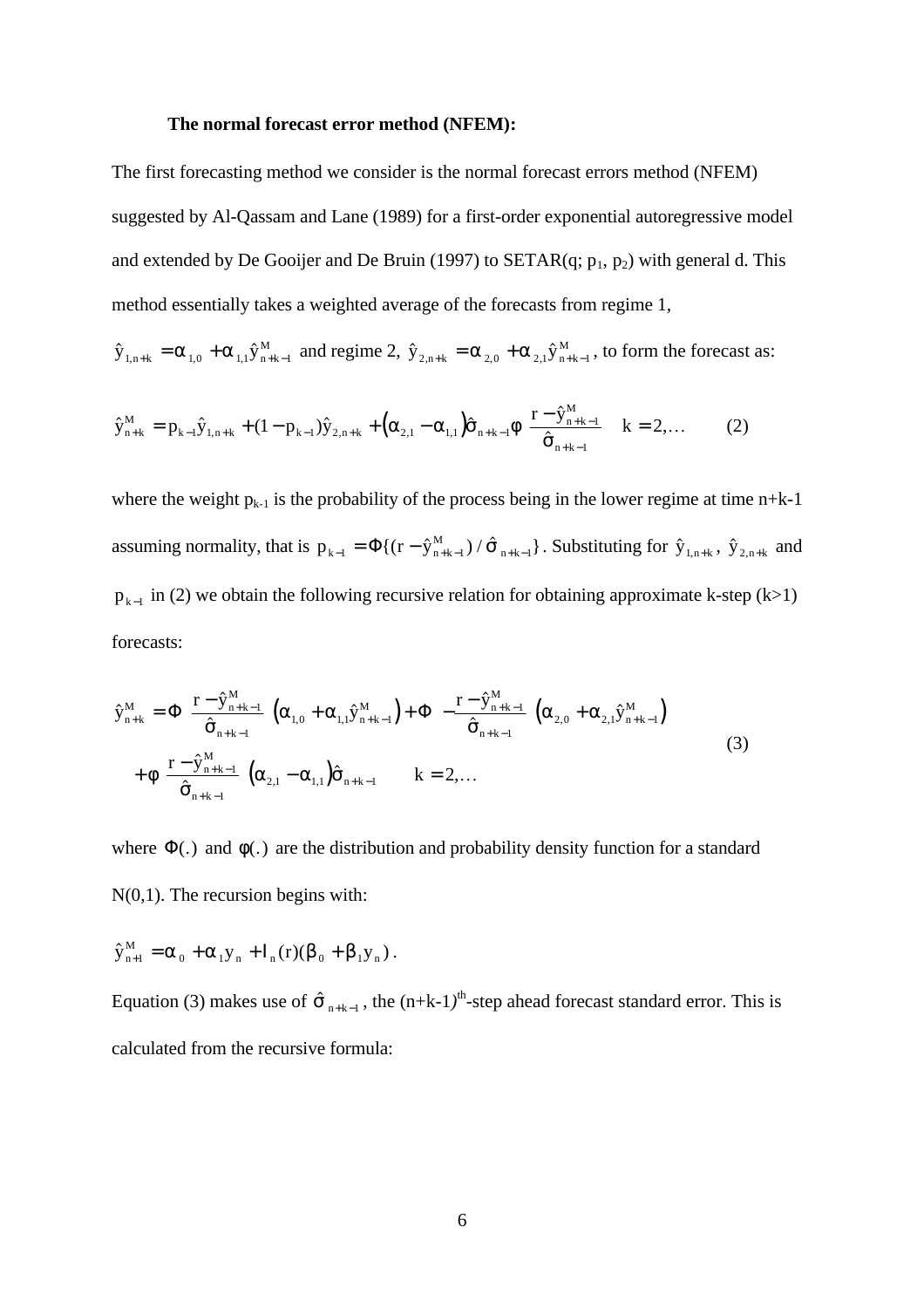**The normal forecast error method (NFEM):**

The first forecasting method we consider is the normal forecast errors method (NFEM) suggested by Al-Qassam and Lane (1989) for a first-order exponential autoregressive model and extended by De Gooijer and De Bruin (1997) to SETAR(q; $p_1$, $p_2$) with general d. This method essentially takes a weighted average of the forecasts from regime 1, $\hat{y}_{1,n+k} = \alpha_{1,0} + \alpha_{1,1}\hat{y}^M_{n+k-1}$ and regime 2, $\hat{y}_{2,n+k} = \alpha_{2,0} + \alpha_{2,1}\hat{y}^M_{n+k-1}$, to form the forecast as:

$$\hat{y}^M_{n+k} = p_{k-1}\hat{y}_{1,n+k} + (1-p_{k-1})\hat{y}_{2,n+k} + \left(\alpha_{2,1} - \alpha_{1,1}\right)\hat{\sigma}_{n+k-1}\phi\left(\frac{r - \hat{y}^M_{n+k-1}}{\hat{\sigma}_{n+k-1}}\right) \quad k = 2,\ldots \qquad (2)$$

where the weight $p_{k-1}$ is the probability of the process being in the lower regime at time n+k-1 assuming normality, that is $p_{k-1} = \Phi\{(r - \hat{y}^M_{n+k-1})/\hat{\sigma}_{n+k-1}\}$. Substituting for $\hat{y}_{1,n+k}$, $\hat{y}_{2,n+k}$ and $p_{k-1}$ in (2) we obtain the following recursive relation for obtaining approximate k-step (k>1) forecasts:

$$\begin{aligned}\hat{y}^M_{n+k} &= \Phi\left(\frac{r - \hat{y}^M_{n+k-1}}{\hat{\sigma}_{n+k-1}}\right)\left(\alpha_{1,0} + \alpha_{1,1}\hat{y}^M_{n+k-1}\right) + \Phi\left(-\frac{r - \hat{y}^M_{n+k-1}}{\hat{\sigma}_{n+k-1}}\right)\left(\alpha_{2,0} + \alpha_{2,1}\hat{y}^M_{n+k-1}\right) \\ &\quad + \phi\left(\frac{r - \hat{y}^M_{n+k-1}}{\hat{\sigma}_{n+k-1}}\right)\left(\alpha_{2,1} - \alpha_{1,1}\right)\hat{\sigma}_{n+k-1} \qquad k = 2,\ldots\end{aligned} \qquad (3)$$

where $\Phi(.)$ and $\phi(.)$ are the distribution and probability density function for a standard N(0,1). The recursion begins with:

$\hat{y}^M_{n+1} = \alpha_0 + \alpha_1 y_n + I_n(r)(\beta_0 + \beta_1 y_n)$.

Equation (3) makes use of $\hat{\sigma}_{n+k-1}$, the $(n+k-1)^{th}$-step ahead forecast standard error. This is calculated from the recursive formula: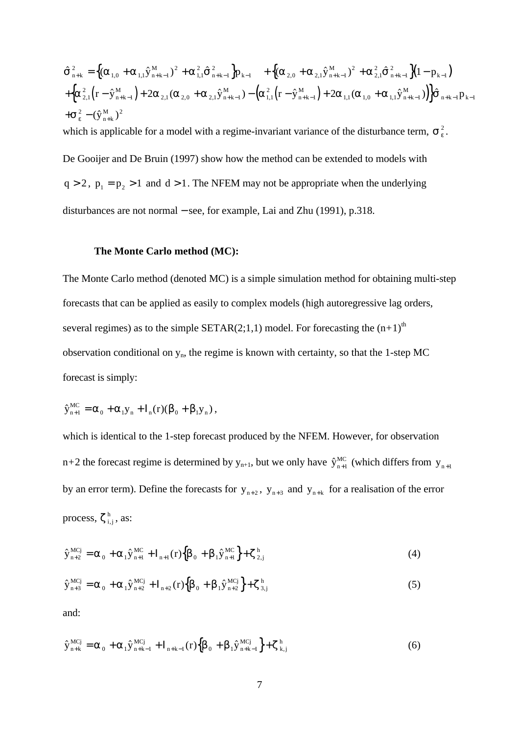$$\hat{\sigma}^2_{n+k} = \left\{ (\alpha_{1,0} + \alpha_{1,1}\hat{y}^M_{n+k-1})^2 + \alpha^2_{1,1}\hat{\sigma}^2_{n+k-1} \right\} p_{k-1} \quad + \left\{ (\alpha_{2,0} + \alpha_{2,1}\hat{y}^M_{n+k-1})^2 + \alpha^2_{2,1}\hat{\sigma}^2_{n+k-1} \right\} (1 - p_{k-1})$$
$$+ \left\{ \alpha^2_{2,1}\left(r - \hat{y}^M_{n+k-1}\right) + 2\alpha_{2,1}(\alpha_{2,0} + \alpha_{2,1}\hat{y}^M_{n+k-1}) - \left( \alpha^2_{1,1}\left(r - \hat{y}^M_{n+k-1}\right) + 2\alpha_{1,1}(\alpha_{1,0} + \alpha_{1,1}\hat{y}^M_{n+k-1}) \right) \right\} \hat{\sigma}_{n+k-1} p_{k-1}$$
$$+ \sigma^2_\varepsilon - (\hat{y}^M_{n+k})^2$$

which is applicable for a model with a regime-invariant variance of the disturbance term, $\sigma^2_\varepsilon$.

De Gooijer and De Bruin (1997) show how the method can be extended to models with $q > 2$, $p_1 = p_2 > 1$ and $d > 1$. The NFEM may not be appropriate when the underlying disturbances are not normal − see, for example, Lai and Zhu (1991), p.318.

**The Monte Carlo method (MC):**

The Monte Carlo method (denoted MC) is a simple simulation method for obtaining multi-step forecasts that can be applied as easily to complex models (high autoregressive lag orders, several regimes) as to the simple SETAR(2;1,1) model. For forecasting the $(n+1)^{th}$ observation conditional on $y_n$, the regime is known with certainty, so that the 1-step MC forecast is simply:

$$\hat{y}^{MC}_{n+1} = \alpha_0 + \alpha_1 y_n + I_n(r)(\beta_0 + \beta_1 y_n),$$

which is identical to the 1-step forecast produced by the NFEM. However, for observation n+2 the forecast regime is determined by $y_{n+1}$, but we only have $\hat{y}^{MC}_{n+1}$ (which differs from $y_{n+1}$ by an error term). Define the forecasts for $y_{n+2}$, $y_{n+3}$ and $y_{n+k}$ for a realisation of the error process, $\zeta^h_{i,j}$, as:

$$\hat{y}^{MCj}_{n+2} = \alpha_0 + \alpha_1 \hat{y}^{MC}_{n+1} + I_{n+1}(r)\left\{ \beta_0 + \beta_1 \hat{y}^{MC}_{n+1} \right\} + \zeta^h_{2,j} \tag{4}$$

$$\hat{y}^{MCj}_{n+3} = \alpha_0 + \alpha_1 \hat{y}^{MCj}_{n+2} + I_{n+2}(r)\left\{ \beta_0 + \beta_1 \hat{y}^{MCj}_{n+2} \right\} + \zeta^h_{3,j} \tag{5}$$

and:

$$\hat{y}^{MCj}_{n+k} = \alpha_0 + \alpha_1 \hat{y}^{MCj}_{n+k-1} + I_{n+k-1}(r)\left\{ \beta_0 + \beta_1 \hat{y}^{MCj}_{n+k-1} \right\} + \zeta^h_{k,j} \tag{6}$$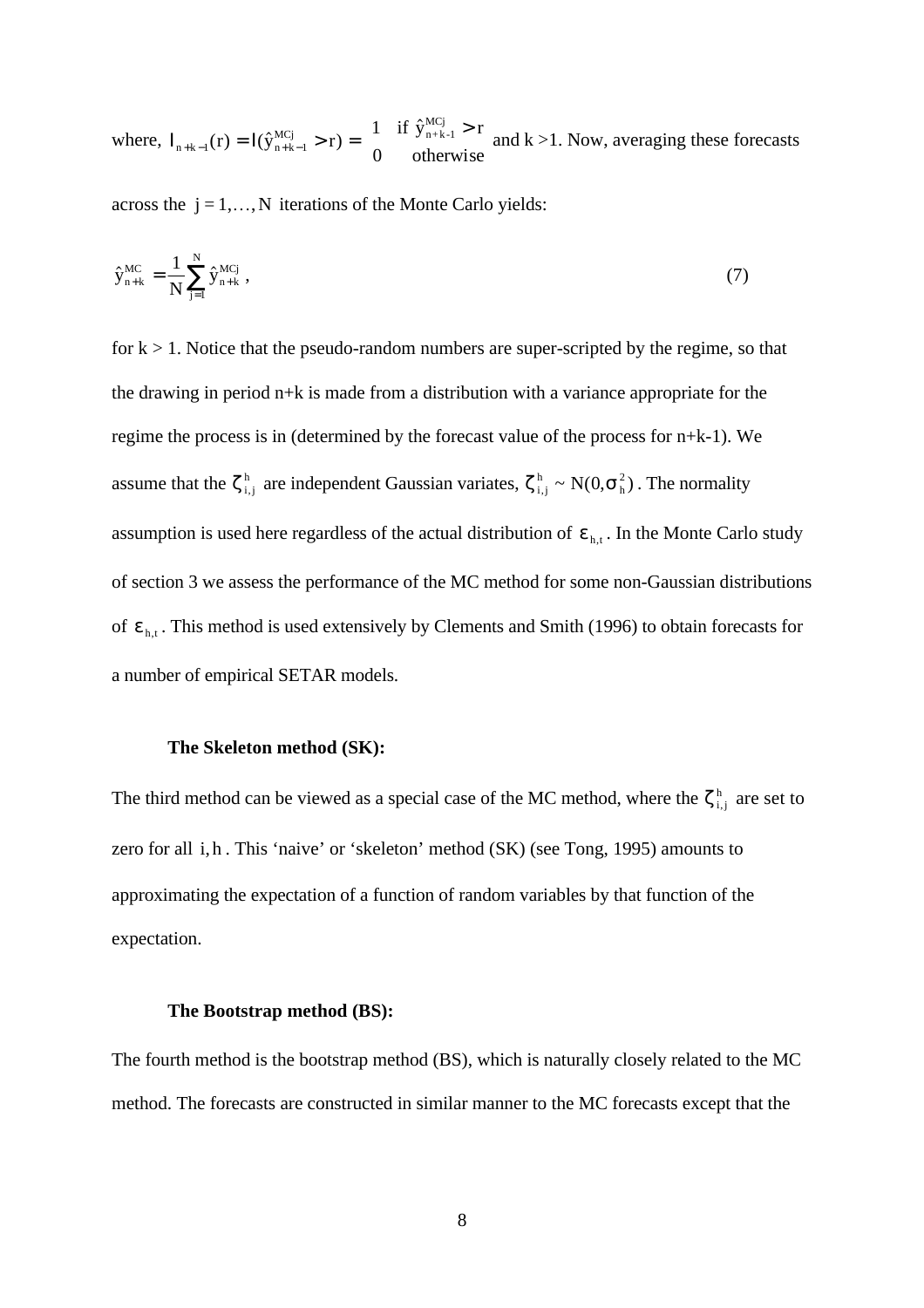where, $I_{n+k-1}(r) = I(\hat{y}^{MCj}_{n+k-1} > r) = \begin{cases} 1 & \text{if } \hat{y}^{MCj}_{n+k-1} > r \\ 0 & \text{otherwise} \end{cases}$ and k >1. Now, averaging these forecasts across the $j = 1, \ldots, N$ iterations of the Monte Carlo yields:

$$\hat{y}^{MC}_{n+k} = \frac{1}{N}\sum_{j=1}^{N} \hat{y}^{MCj}_{n+k}, \tag{7}$$

for k > 1. Notice that the pseudo-random numbers are super-scripted by the regime, so that the drawing in period n+k is made from a distribution with a variance appropriate for the regime the process is in (determined by the forecast value of the process for n+k-1). We assume that the $\zeta^h_{i,j}$ are independent Gaussian variates, $\zeta^h_{i,j} \sim N(0, \sigma^2_h)$. The normality assumption is used here regardless of the actual distribution of $\varepsilon_{h,t}$. In the Monte Carlo study of section 3 we assess the performance of the MC method for some non-Gaussian distributions of $\varepsilon_{h,t}$. This method is used extensively by Clements and Smith (1996) to obtain forecasts for a number of empirical SETAR models.

**The Skeleton method (SK):**

The third method can be viewed as a special case of the MC method, where the $\zeta^h_{i,j}$ are set to zero for all $i, h$. This 'naive' or 'skeleton' method (SK) (see Tong, 1995) amounts to approximating the expectation of a function of random variables by that function of the expectation.

**The Bootstrap method (BS):**

The fourth method is the bootstrap method (BS), which is naturally closely related to the MC method. The forecasts are constructed in similar manner to the MC forecasts except that the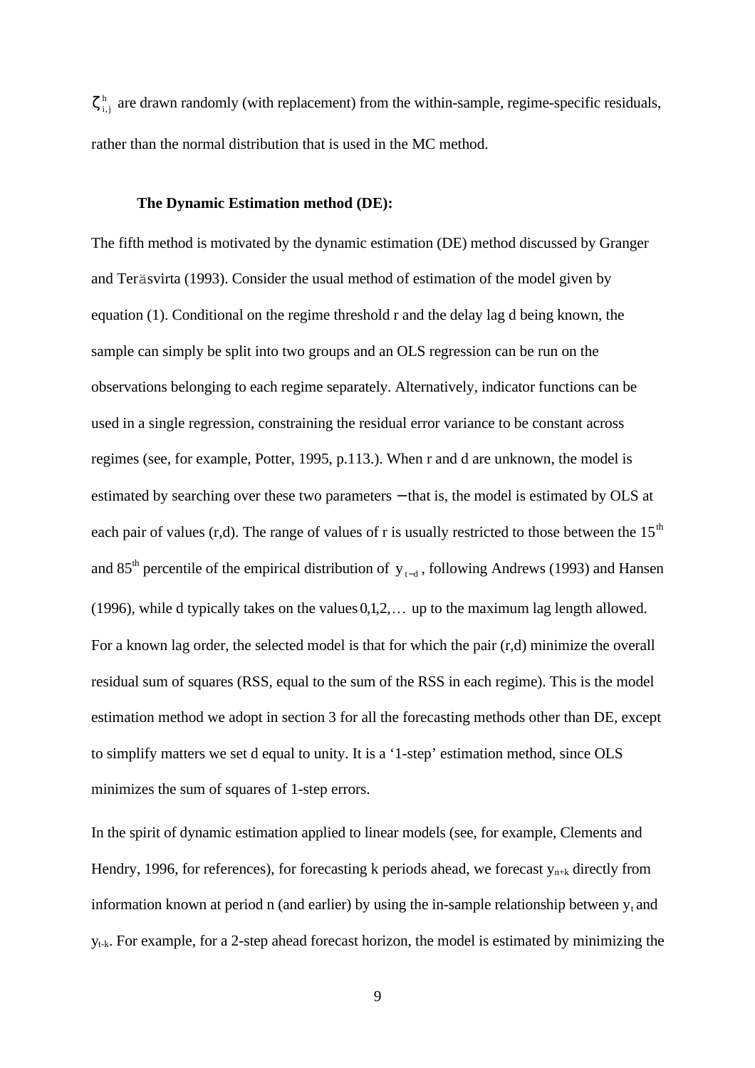$\zeta^{h}_{i,j}$ are drawn randomly (with replacement) from the within-sample, regime-specific residuals, rather than the normal distribution that is used in the MC method.

**The Dynamic Estimation method (DE):**

The fifth method is motivated by the dynamic estimation (DE) method discussed by Granger and Teräsvirta (1993). Consider the usual method of estimation of the model given by equation (1). Conditional on the regime threshold r and the delay lag d being known, the sample can simply be split into two groups and an OLS regression can be run on the observations belonging to each regime separately. Alternatively, indicator functions can be used in a single regression, constraining the residual error variance to be constant across regimes (see, for example, Potter, 1995, p.113.). When r and d are unknown, the model is estimated by searching over these two parameters − that is, the model is estimated by OLS at each pair of values (r,d). The range of values of r is usually restricted to those between the 15$^{th}$ and 85$^{th}$ percentile of the empirical distribution of $y_{t-d}$, following Andrews (1993) and Hansen (1996), while d typically takes on the values $0,1,2,\ldots$ up to the maximum lag length allowed. For a known lag order, the selected model is that for which the pair (r,d) minimize the overall residual sum of squares (RSS, equal to the sum of the RSS in each regime). This is the model estimation method we adopt in section 3 for all the forecasting methods other than DE, except to simplify matters we set d equal to unity. It is a '1-step' estimation method, since OLS minimizes the sum of squares of 1-step errors.

In the spirit of dynamic estimation applied to linear models (see, for example, Clements and Hendry, 1996, for references), for forecasting k periods ahead, we forecast $y_{n+k}$ directly from information known at period n (and earlier) by using the in-sample relationship between $y_t$ and $y_{t-k}$. For example, for a 2-step ahead forecast horizon, the model is estimated by minimizing the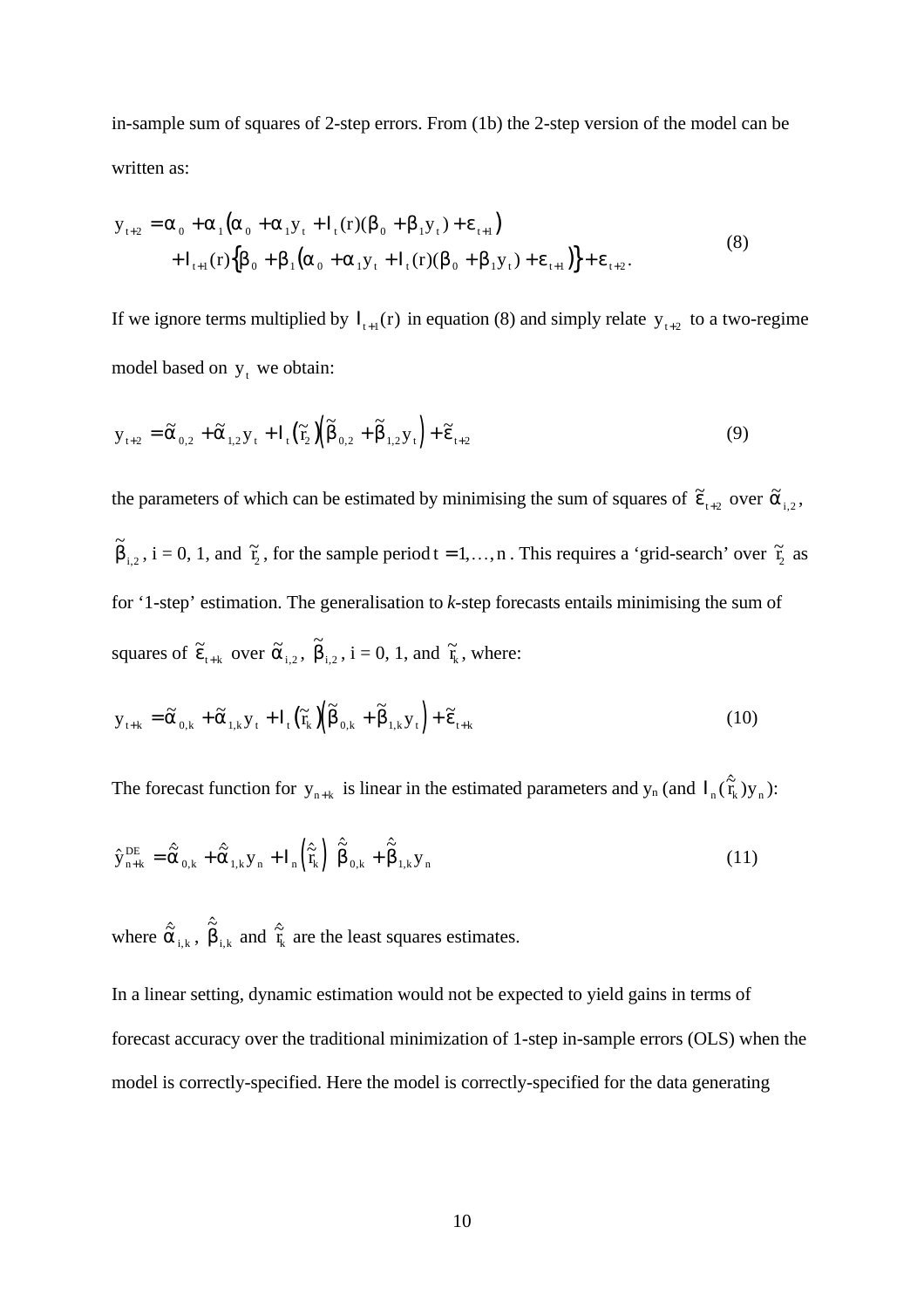in-sample sum of squares of 2-step errors. From (1b) the 2-step version of the model can be written as:

$$
\begin{aligned}
y_{t+2} &= \alpha_0 + \alpha_1\left(\alpha_0 + \alpha_1 y_t + I_t(r)(\beta_0 + \beta_1 y_t) + \varepsilon_{t+1}\right) \\
&\quad + I_{t+1}(r)\left\{\beta_0 + \beta_1\left(\alpha_0 + \alpha_1 y_t + I_t(r)(\beta_0 + \beta_1 y_t) + \varepsilon_{t+1}\right)\right\} + \varepsilon_{t+2}.
\end{aligned}
\tag{8}
$$

If we ignore terms multiplied by $I_{t+1}(r)$ in equation (8) and simply relate $y_{t+2}$ to a two-regime model based on $y_t$ we obtain:

$$
y_{t+2} = \tilde{\alpha}_{0,2} + \tilde{\alpha}_{1,2} y_t + I_t\left(\tilde{r}_2\right)\left(\tilde{\beta}_{0,2} + \tilde{\beta}_{1,2} y_t\right) + \tilde{\varepsilon}_{t+2} \tag{9}
$$

the parameters of which can be estimated by minimising the sum of squares of $\tilde{\varepsilon}_{t+2}$ over $\tilde{\alpha}_{i,2}$, $\tilde{\beta}_{i,2}$, i = 0, 1, and $\tilde{r}_2$, for the sample period $t = 1, \ldots, n$. This requires a 'grid-search' over $\tilde{r}_2$ as for '1-step' estimation. The generalisation to *k*-step forecasts entails minimising the sum of squares of $\tilde{\varepsilon}_{t+k}$ over $\tilde{\alpha}_{i,2}$, $\tilde{\beta}_{i,2}$, i = 0, 1, and $\tilde{r}_k$, where:

$$
y_{t+k} = \tilde{\alpha}_{0,k} + \tilde{\alpha}_{1,k} y_t + I_t\left(\tilde{r}_k\right)\left(\tilde{\beta}_{0,k} + \tilde{\beta}_{1,k} y_t\right) + \tilde{\varepsilon}_{t+k} \tag{10}
$$

The forecast function for $y_{n+k}$ is linear in the estimated parameters and $y_n$ (and $I_n(\hat{\tilde{r}}_k) y_n$):

$$
\hat{y}^{DE}_{n+k} = \hat{\tilde{\alpha}}_{0,k} + \hat{\tilde{\alpha}}_{1,k} y_n + I_n\left(\hat{\tilde{r}}_k\right)\left(\hat{\tilde{\beta}}_{0,k} + \hat{\tilde{\beta}}_{1,k} y_n\right) \tag{11}
$$

where $\hat{\tilde{\alpha}}_{i,k}$, $\hat{\tilde{\beta}}_{i,k}$ and $\hat{\tilde{r}}_k$ are the least squares estimates.

In a linear setting, dynamic estimation would not be expected to yield gains in terms of forecast accuracy over the traditional minimization of 1-step in-sample errors (OLS) when the model is correctly-specified. Here the model is correctly-specified for the data generating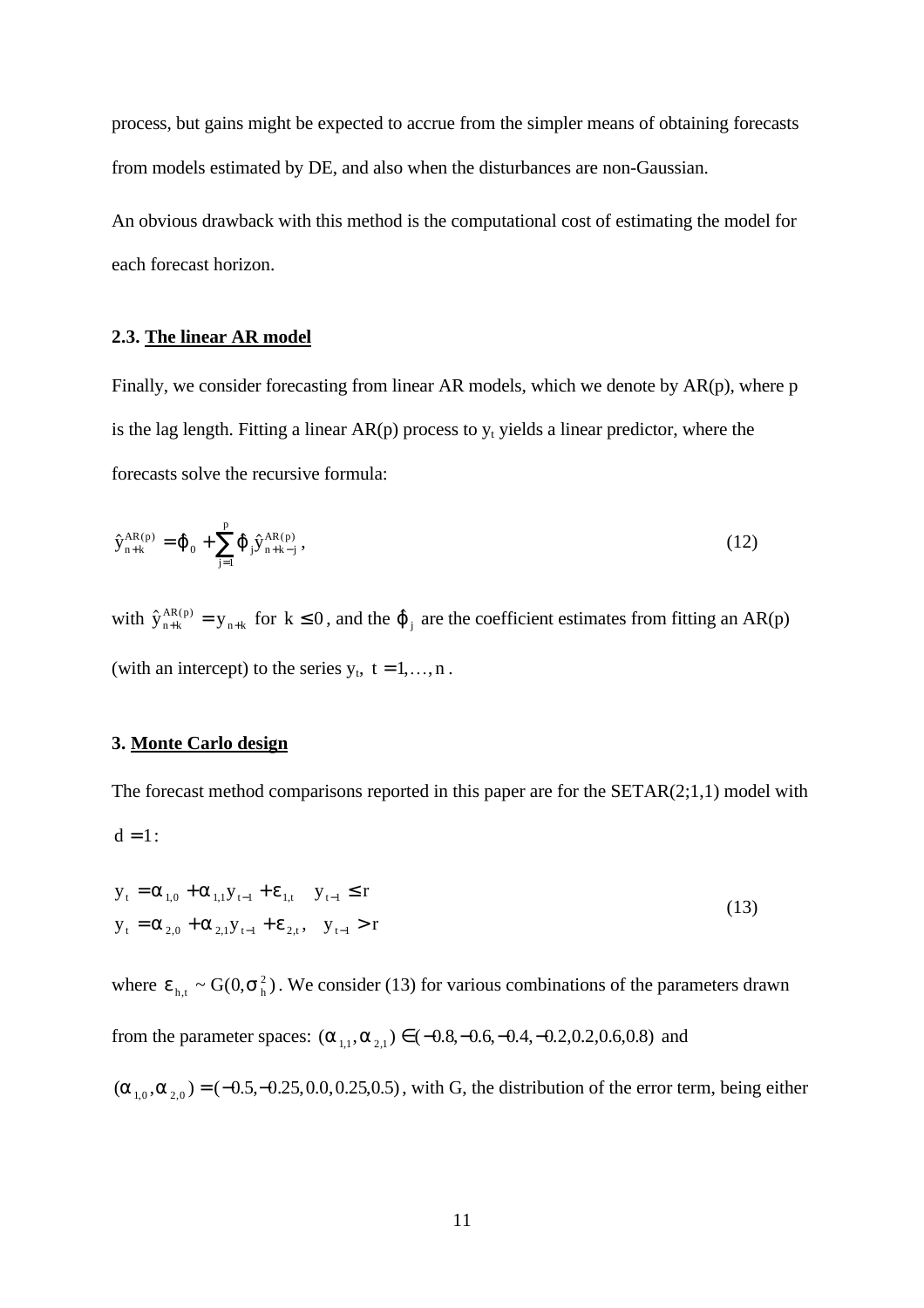process, but gains might be expected to accrue from the simpler means of obtaining forecasts from models estimated by DE, and also when the disturbances are non-Gaussian.

An obvious drawback with this method is the computational cost of estimating the model for each forecast horizon.

### 2.3. The linear AR model

Finally, we consider forecasting from linear AR models, which we denote by AR(p), where p is the lag length. Fitting a linear AR(p) process to $y_t$ yields a linear predictor, where the forecasts solve the recursive formula:

$$\hat{y}_{n+k}^{AR(p)} = \hat{\varphi}_0 + \sum_{j=1}^{p} \hat{\varphi}_j \hat{y}_{n+k-j}^{AR(p)}, \tag{12}$$

with $\hat{y}_{n+k}^{AR(p)} = y_{n+k}$ for $k \leq 0$, and the $\hat{\varphi}_j$ are the coefficient estimates from fitting an AR(p) (with an intercept) to the series $y_t$, $t = 1, \ldots, n$.

## 3. Monte Carlo design

The forecast method comparisons reported in this paper are for the SETAR(2;1,1) model with $d = 1$:

$$\begin{aligned} y_t &= \alpha_{1,0} + \alpha_{1,1} y_{t-1} + \varepsilon_{1,t} \quad & y_{t-1} \leq r \\ y_t &= \alpha_{2,0} + \alpha_{2,1} y_{t-1} + \varepsilon_{2,t}, \quad & y_{t-1} > r \end{aligned} \tag{13}$$

where $\varepsilon_{h,t} \sim G(0, \sigma_h^2)$. We consider (13) for various combinations of the parameters drawn from the parameter spaces: $(\alpha_{1,1}, \alpha_{2,1}) \in (-0.8, -0.6, -0.4, -0.2, 0.2, 0.6, 0.8)$ and $(\alpha_{1,0}, \alpha_{2,0}) = (-0.5, -0.25, 0.0, 0.25, 0.5)$, with G, the distribution of the error term, being either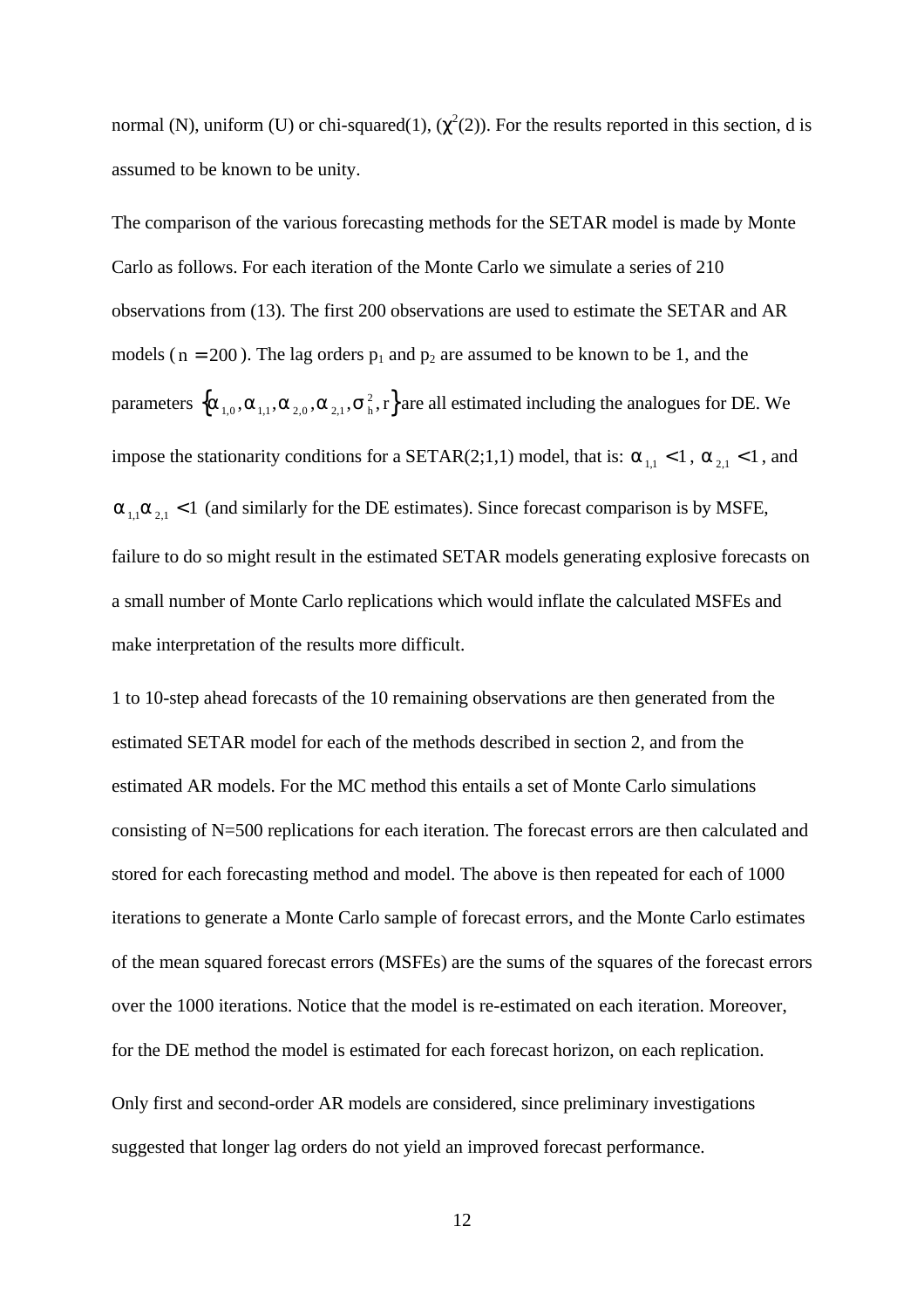normal (N), uniform (U) or chi-squared(1), ($\chi^2(2)$). For the results reported in this section, d is assumed to be known to be unity.

The comparison of the various forecasting methods for the SETAR model is made by Monte Carlo as follows. For each iteration of the Monte Carlo we simulate a series of 210 observations from (13). The first 200 observations are used to estimate the SETAR and AR models ($n = 200$). The lag orders $p_1$ and $p_2$ are assumed to be known to be 1, and the parameters $\{\alpha_{1,0}, \alpha_{1,1}, \alpha_{2,0}, \alpha_{2,1}, \sigma_h^2, r\}$ are all estimated including the analogues for DE. We impose the stationarity conditions for a SETAR(2;1,1) model, that is: $\alpha_{1,1} < 1$, $\alpha_{2,1} < 1$, and $\alpha_{1,1}\alpha_{2,1} < 1$ (and similarly for the DE estimates). Since forecast comparison is by MSFE, failure to do so might result in the estimated SETAR models generating explosive forecasts on a small number of Monte Carlo replications which would inflate the calculated MSFEs and make interpretation of the results more difficult.

1 to 10-step ahead forecasts of the 10 remaining observations are then generated from the estimated SETAR model for each of the methods described in section 2, and from the estimated AR models. For the MC method this entails a set of Monte Carlo simulations consisting of N=500 replications for each iteration. The forecast errors are then calculated and stored for each forecasting method and model. The above is then repeated for each of 1000 iterations to generate a Monte Carlo sample of forecast errors, and the Monte Carlo estimates of the mean squared forecast errors (MSFEs) are the sums of the squares of the forecast errors over the 1000 iterations. Notice that the model is re-estimated on each iteration. Moreover, for the DE method the model is estimated for each forecast horizon, on each replication.

Only first and second-order AR models are considered, since preliminary investigations suggested that longer lag orders do not yield an improved forecast performance.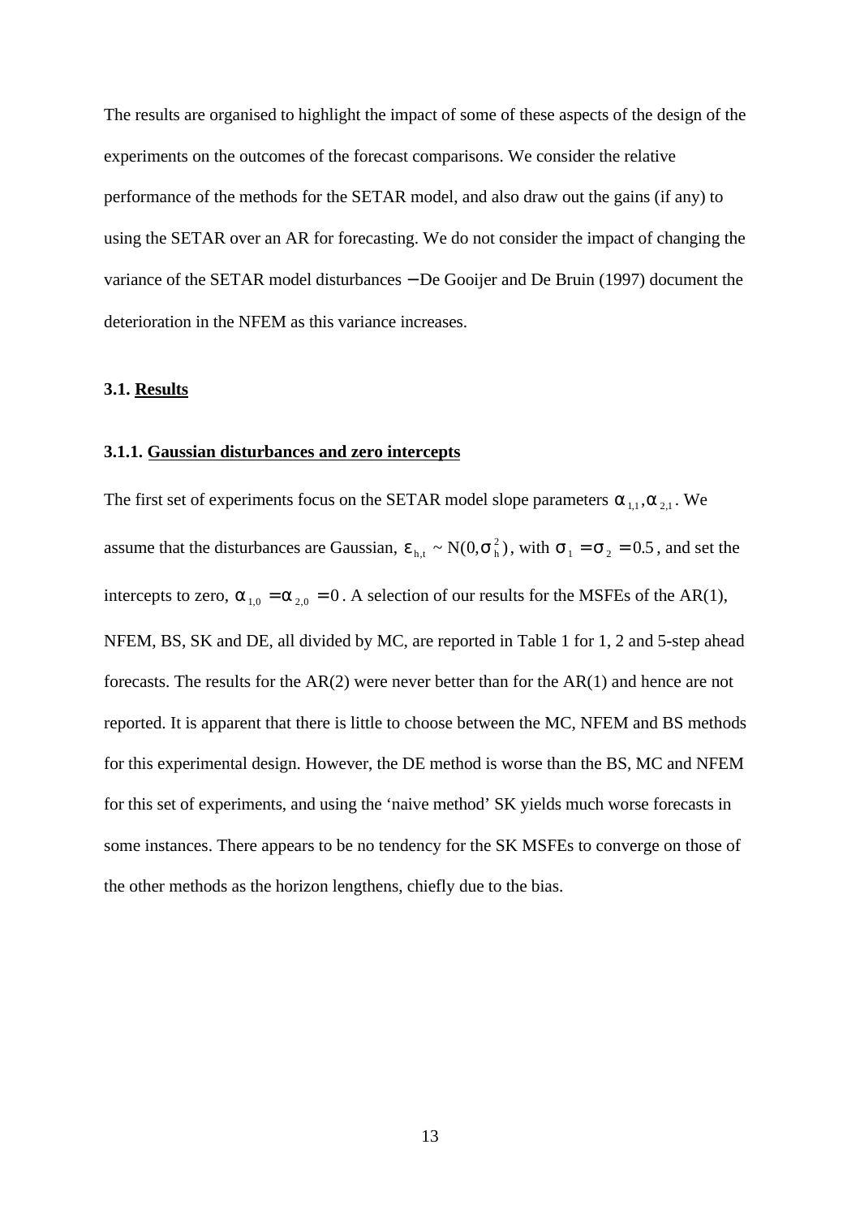The results are organised to highlight the impact of some of these aspects of the design of the experiments on the outcomes of the forecast comparisons. We consider the relative performance of the methods for the SETAR model, and also draw out the gains (if any) to using the SETAR over an AR for forecasting. We do not consider the impact of changing the variance of the SETAR model disturbances − De Gooijer and De Bruin (1997) document the deterioration in the NFEM as this variance increases.

### 3.1. Results

#### 3.1.1. Gaussian disturbances and zero intercepts

The first set of experiments focus on the SETAR model slope parameters $\alpha_{1,1}, \alpha_{2,1}$. We assume that the disturbances are Gaussian, $\varepsilon_{h,t} \sim N(0, \sigma_h^2)$, with $\sigma_1 = \sigma_2 = 0.5$, and set the intercepts to zero, $\alpha_{1,0} = \alpha_{2,0} = 0$. A selection of our results for the MSFEs of the AR(1), NFEM, BS, SK and DE, all divided by MC, are reported in Table 1 for 1, 2 and 5-step ahead forecasts. The results for the AR(2) were never better than for the AR(1) and hence are not reported. It is apparent that there is little to choose between the MC, NFEM and BS methods for this experimental design. However, the DE method is worse than the BS, MC and NFEM for this set of experiments, and using the 'naive method' SK yields much worse forecasts in some instances. There appears to be no tendency for the SK MSFEs to converge on those of the other methods as the horizon lengthens, chiefly due to the bias.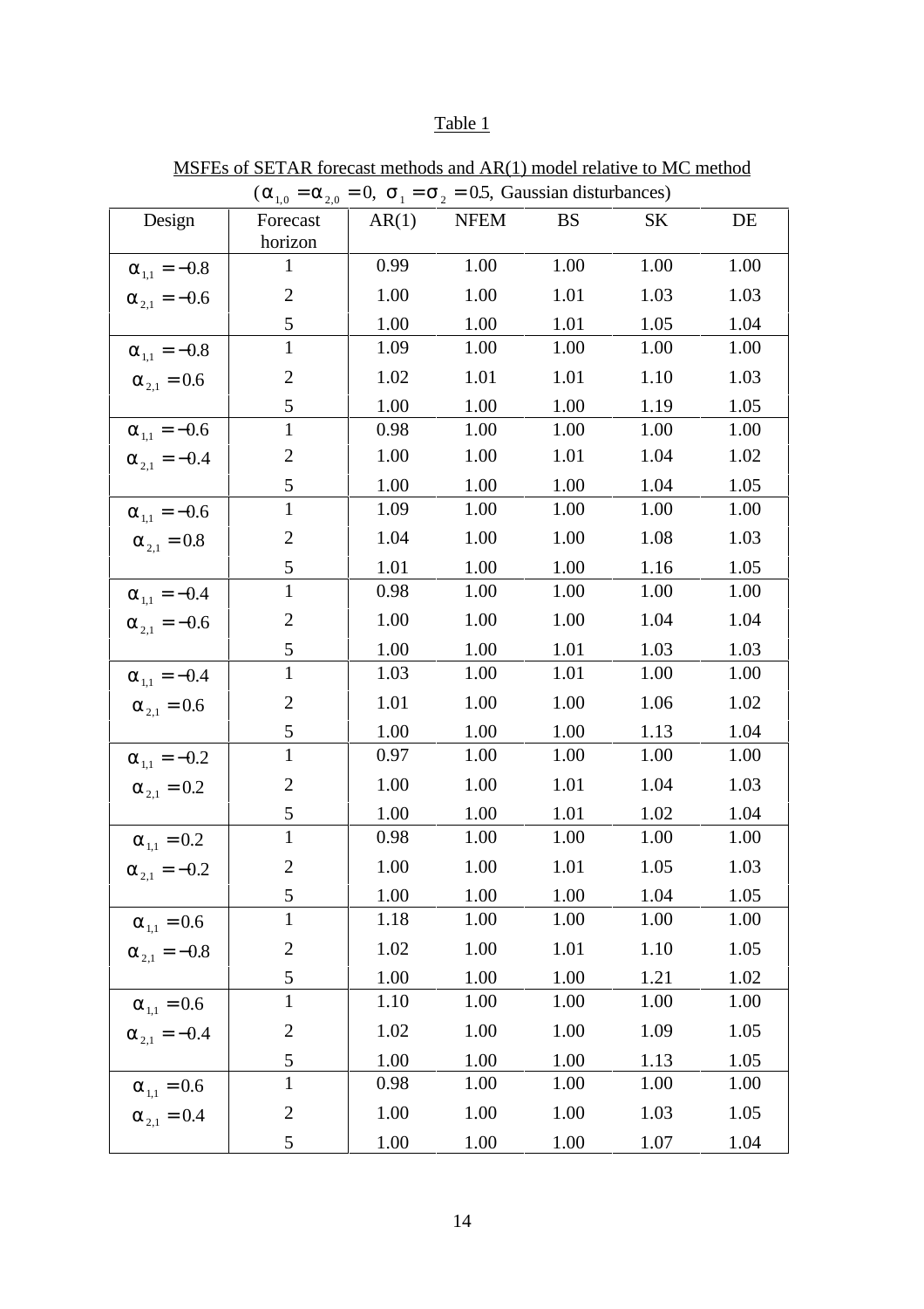Table 1

MSFEs of SETAR forecast methods and AR(1) model relative to MC method
($\alpha_{1,0} = \alpha_{2,0} = 0,\ \sigma_1 = \sigma_2 = 0.5$, Gaussian disturbances)

| Design | Forecast horizon | AR(1) | NFEM | BS | SK | DE |
|---|---|---|---|---|---|---|
| $\alpha_{1,1} = -0.8$ | 1 | 0.99 | 1.00 | 1.00 | 1.00 | 1.00 |
| $\alpha_{2,1} = -0.6$ | 2 | 1.00 | 1.00 | 1.01 | 1.03 | 1.03 |
| | 5 | 1.00 | 1.00 | 1.01 | 1.05 | 1.04 |
| $\alpha_{1,1} = -0.8$ | 1 | 1.09 | 1.00 | 1.00 | 1.00 | 1.00 |
| $\alpha_{2,1} = 0.6$ | 2 | 1.02 | 1.01 | 1.01 | 1.10 | 1.03 |
| | 5 | 1.00 | 1.00 | 1.00 | 1.19 | 1.05 |
| $\alpha_{1,1} = -0.6$ | 1 | 0.98 | 1.00 | 1.00 | 1.00 | 1.00 |
| $\alpha_{2,1} = -0.4$ | 2 | 1.00 | 1.00 | 1.01 | 1.04 | 1.02 |
| | 5 | 1.00 | 1.00 | 1.00 | 1.04 | 1.05 |
| $\alpha_{1,1} = -0.6$ | 1 | 1.09 | 1.00 | 1.00 | 1.00 | 1.00 |
| $\alpha_{2,1} = 0.8$ | 2 | 1.04 | 1.00 | 1.00 | 1.08 | 1.03 |
| | 5 | 1.01 | 1.00 | 1.00 | 1.16 | 1.05 |
| $\alpha_{1,1} = -0.4$ | 1 | 0.98 | 1.00 | 1.00 | 1.00 | 1.00 |
| $\alpha_{2,1} = -0.6$ | 2 | 1.00 | 1.00 | 1.00 | 1.04 | 1.04 |
| | 5 | 1.00 | 1.00 | 1.01 | 1.03 | 1.03 |
| $\alpha_{1,1} = -0.4$ | 1 | 1.03 | 1.00 | 1.01 | 1.00 | 1.00 |
| $\alpha_{2,1} = 0.6$ | 2 | 1.01 | 1.00 | 1.00 | 1.06 | 1.02 |
| | 5 | 1.00 | 1.00 | 1.00 | 1.13 | 1.04 |
| $\alpha_{1,1} = -0.2$ | 1 | 0.97 | 1.00 | 1.00 | 1.00 | 1.00 |
| $\alpha_{2,1} = 0.2$ | 2 | 1.00 | 1.00 | 1.01 | 1.04 | 1.03 |
| | 5 | 1.00 | 1.00 | 1.01 | 1.02 | 1.04 |
| $\alpha_{1,1} = 0.2$ | 1 | 0.98 | 1.00 | 1.00 | 1.00 | 1.00 |
| $\alpha_{2,1} = -0.2$ | 2 | 1.00 | 1.00 | 1.01 | 1.05 | 1.03 |
| | 5 | 1.00 | 1.00 | 1.00 | 1.04 | 1.05 |
| $\alpha_{1,1} = 0.6$ | 1 | 1.18 | 1.00 | 1.00 | 1.00 | 1.00 |
| $\alpha_{2,1} = -0.8$ | 2 | 1.02 | 1.00 | 1.01 | 1.10 | 1.05 |
| | 5 | 1.00 | 1.00 | 1.00 | 1.21 | 1.02 |
| $\alpha_{1,1} = 0.6$ | 1 | 1.10 | 1.00 | 1.00 | 1.00 | 1.00 |
| $\alpha_{2,1} = -0.4$ | 2 | 1.02 | 1.00 | 1.00 | 1.09 | 1.05 |
| | 5 | 1.00 | 1.00 | 1.00 | 1.13 | 1.05 |
| $\alpha_{1,1} = 0.6$ | 1 | 0.98 | 1.00 | 1.00 | 1.00 | 1.00 |
| $\alpha_{2,1} = 0.4$ | 2 | 1.00 | 1.00 | 1.00 | 1.03 | 1.05 |
| | 5 | 1.00 | 1.00 | 1.00 | 1.07 | 1.04 |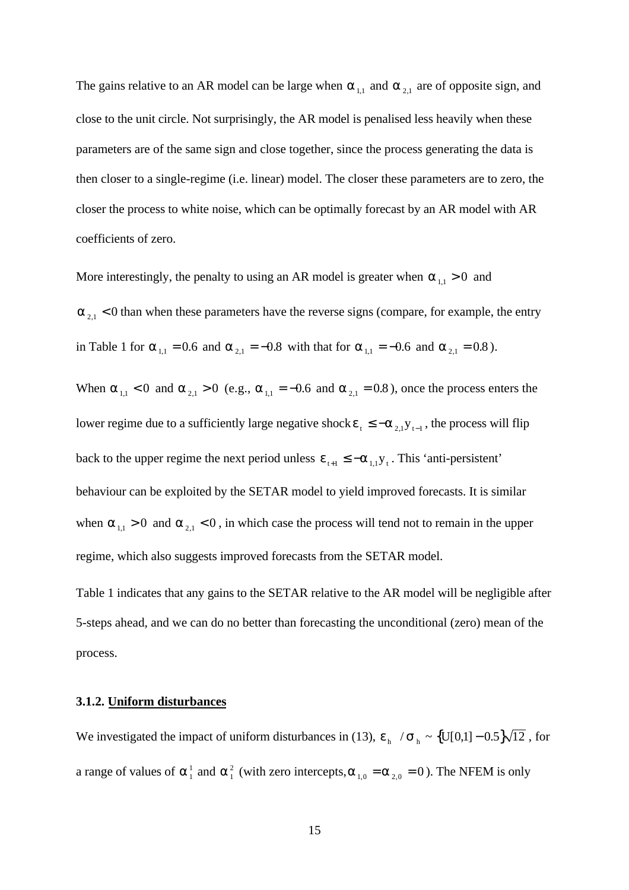The gains relative to an AR model can be large when $\alpha_{1,1}$ and $\alpha_{2,1}$ are of opposite sign, and close to the unit circle. Not surprisingly, the AR model is penalised less heavily when these parameters are of the same sign and close together, since the process generating the data is then closer to a single-regime (i.e. linear) model. The closer these parameters are to zero, the closer the process to white noise, which can be optimally forecast by an AR model with AR coefficients of zero.

More interestingly, the penalty to using an AR model is greater when $\alpha_{1,1} > 0$ and $\alpha_{2,1} < 0$ than when these parameters have the reverse signs (compare, for example, the entry in Table 1 for $\alpha_{1,1} = 0.6$ and $\alpha_{2,1} = -0.8$ with that for $\alpha_{1,1} = -0.6$ and $\alpha_{2,1} = 0.8$).

When $\alpha_{1,1} < 0$ and $\alpha_{2,1} > 0$ (e.g., $\alpha_{1,1} = -0.6$ and $\alpha_{2,1} = 0.8$), once the process enters the lower regime due to a sufficiently large negative shock $\varepsilon_t \leq -\alpha_{2,1} y_{t-1}$, the process will flip back to the upper regime the next period unless $\varepsilon_{t+1} \leq -\alpha_{1,1} y_t$. This 'anti-persistent' behaviour can be exploited by the SETAR model to yield improved forecasts. It is similar when $\alpha_{1,1} > 0$ and $\alpha_{2,1} < 0$, in which case the process will tend not to remain in the upper regime, which also suggests improved forecasts from the SETAR model.

Table 1 indicates that any gains to the SETAR relative to the AR model will be negligible after 5-steps ahead, and we can do no better than forecasting the unconditional (zero) mean of the process.

### 3.1.2. Uniform disturbances

We investigated the impact of uniform disturbances in (13), $\varepsilon_h \;/ \sigma_h \sim \{U[0,1] - 0.5\}\sqrt{12}$, for a range of values of $\alpha_1^1$ and $\alpha_1^2$ (with zero intercepts, $\alpha_{1,0} = \alpha_{2,0} = 0$). The NFEM is only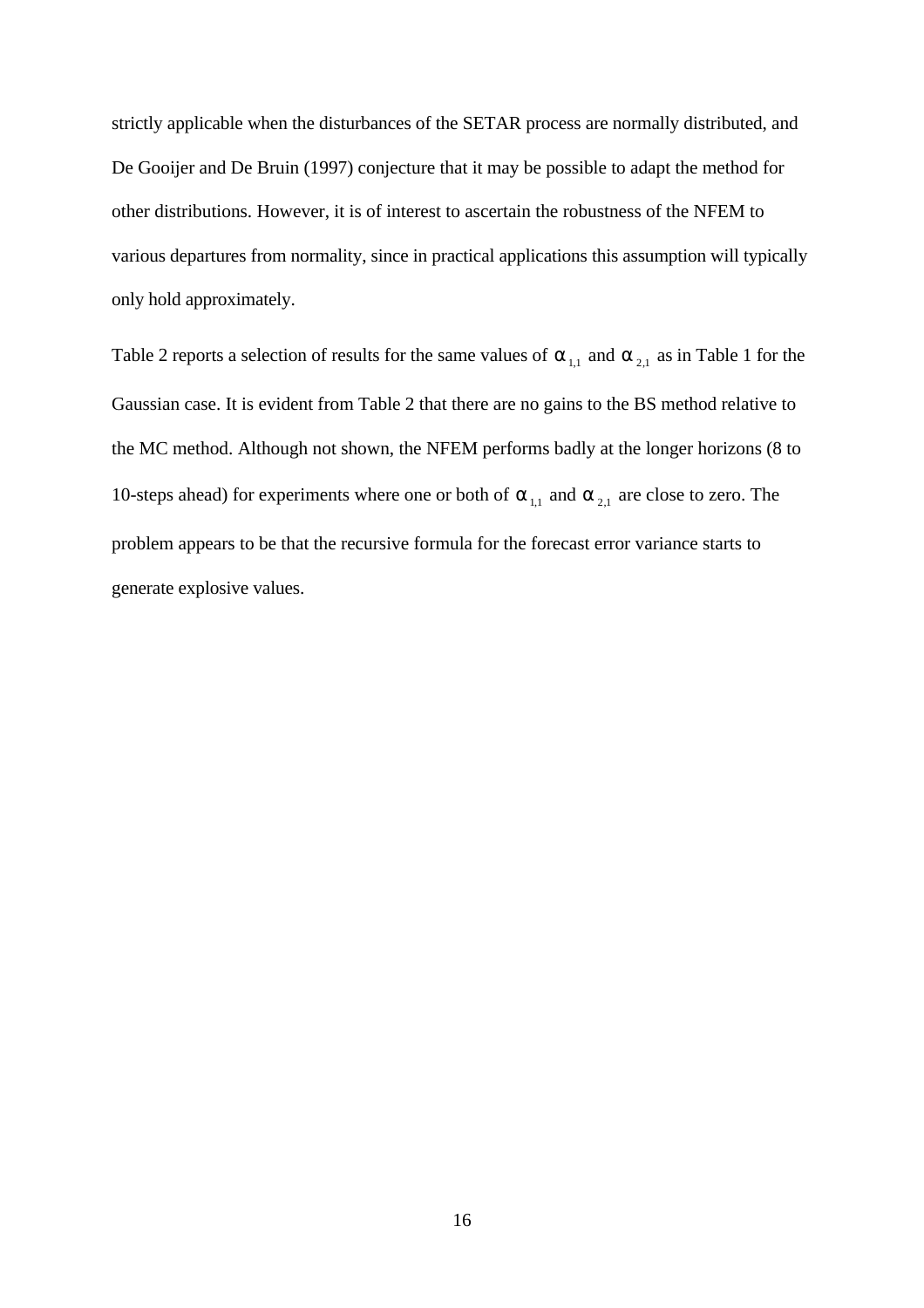strictly applicable when the disturbances of the SETAR process are normally distributed, and De Gooijer and De Bruin (1997) conjecture that it may be possible to adapt the method for other distributions. However, it is of interest to ascertain the robustness of the NFEM to various departures from normality, since in practical applications this assumption will typically only hold approximately.

Table 2 reports a selection of results for the same values of $\alpha_{1,1}$ and $\alpha_{2,1}$ as in Table 1 for the Gaussian case. It is evident from Table 2 that there are no gains to the BS method relative to the MC method. Although not shown, the NFEM performs badly at the longer horizons (8 to 10-steps ahead) for experiments where one or both of $\alpha_{1,1}$ and $\alpha_{2,1}$ are close to zero. The problem appears to be that the recursive formula for the forecast error variance starts to generate explosive values.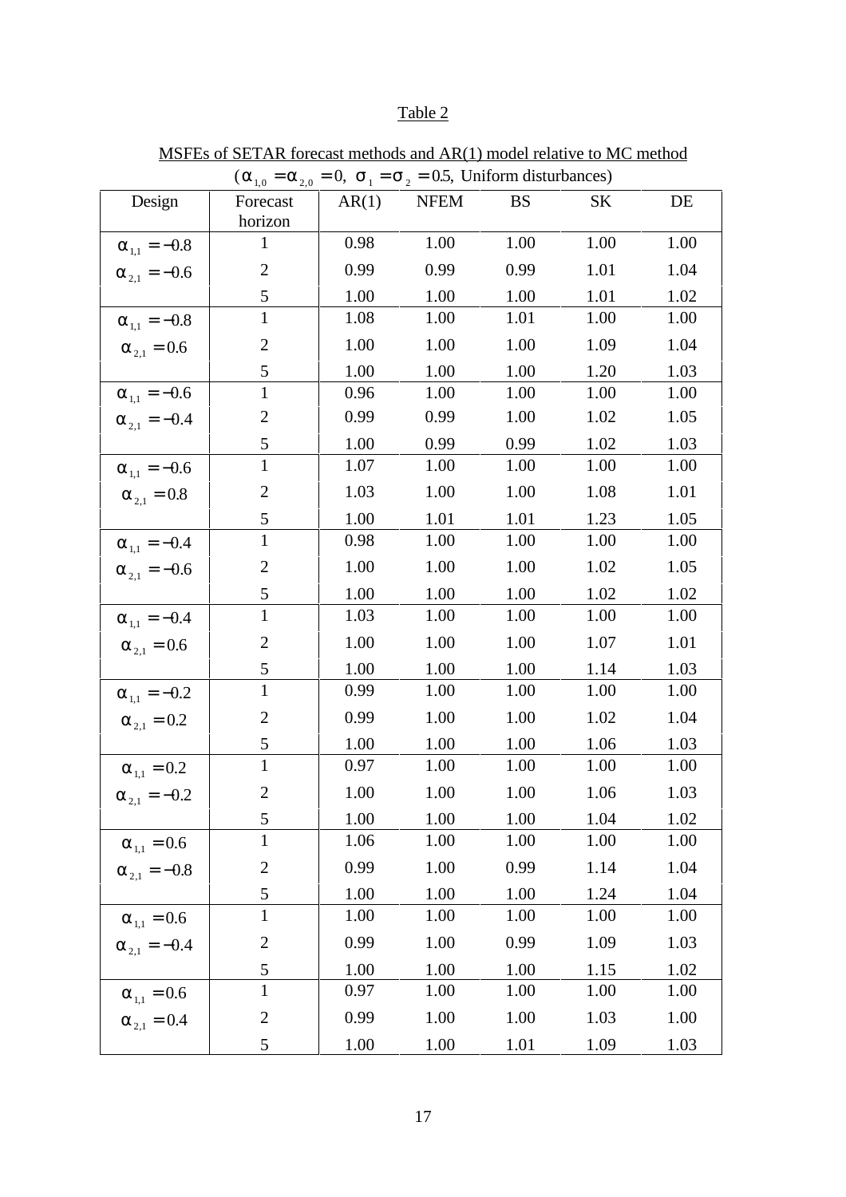Table 2

MSFEs of SETAR forecast methods and AR(1) model relative to MC method

($\alpha_{1,0} = \alpha_{2,0} = 0$, $\sigma_1 = \sigma_2 = 0.5$, Uniform disturbances)

| Design | Forecast horizon | AR(1) | NFEM | BS | SK | DE |
|---|---|---|---|---|---|---|
| $\alpha_{1,1} = -0.8$ | 1 | 0.98 | 1.00 | 1.00 | 1.00 | 1.00 |
| $\alpha_{2,1} = -0.6$ | 2 | 0.99 | 0.99 | 0.99 | 1.01 | 1.04 |
| | 5 | 1.00 | 1.00 | 1.00 | 1.01 | 1.02 |
| $\alpha_{1,1} = -0.8$ | 1 | 1.08 | 1.00 | 1.01 | 1.00 | 1.00 |
| $\alpha_{2,1} = 0.6$ | 2 | 1.00 | 1.00 | 1.00 | 1.09 | 1.04 |
| | 5 | 1.00 | 1.00 | 1.00 | 1.20 | 1.03 |
| $\alpha_{1,1} = -0.6$ | 1 | 0.96 | 1.00 | 1.00 | 1.00 | 1.00 |
| $\alpha_{2,1} = -0.4$ | 2 | 0.99 | 0.99 | 1.00 | 1.02 | 1.05 |
| | 5 | 1.00 | 0.99 | 0.99 | 1.02 | 1.03 |
| $\alpha_{1,1} = -0.6$ | 1 | 1.07 | 1.00 | 1.00 | 1.00 | 1.00 |
| $\alpha_{2,1} = 0.8$ | 2 | 1.03 | 1.00 | 1.00 | 1.08 | 1.01 |
| | 5 | 1.00 | 1.01 | 1.01 | 1.23 | 1.05 |
| $\alpha_{1,1} = -0.4$ | 1 | 0.98 | 1.00 | 1.00 | 1.00 | 1.00 |
| $\alpha_{2,1} = -0.6$ | 2 | 1.00 | 1.00 | 1.00 | 1.02 | 1.05 |
| | 5 | 1.00 | 1.00 | 1.00 | 1.02 | 1.02 |
| $\alpha_{1,1} = -0.4$ | 1 | 1.03 | 1.00 | 1.00 | 1.00 | 1.00 |
| $\alpha_{2,1} = 0.6$ | 2 | 1.00 | 1.00 | 1.00 | 1.07 | 1.01 |
| | 5 | 1.00 | 1.00 | 1.00 | 1.14 | 1.03 |
| $\alpha_{1,1} = -0.2$ | 1 | 0.99 | 1.00 | 1.00 | 1.00 | 1.00 |
| $\alpha_{2,1} = 0.2$ | 2 | 0.99 | 1.00 | 1.00 | 1.02 | 1.04 |
| | 5 | 1.00 | 1.00 | 1.00 | 1.06 | 1.03 |
| $\alpha_{1,1} = 0.2$ | 1 | 0.97 | 1.00 | 1.00 | 1.00 | 1.00 |
| $\alpha_{2,1} = -0.2$ | 2 | 1.00 | 1.00 | 1.00 | 1.06 | 1.03 |
| | 5 | 1.00 | 1.00 | 1.00 | 1.04 | 1.02 |
| $\alpha_{1,1} = 0.6$ | 1 | 1.06 | 1.00 | 1.00 | 1.00 | 1.00 |
| $\alpha_{2,1} = -0.8$ | 2 | 0.99 | 1.00 | 0.99 | 1.14 | 1.04 |
| | 5 | 1.00 | 1.00 | 1.00 | 1.24 | 1.04 |
| $\alpha_{1,1} = 0.6$ | 1 | 1.00 | 1.00 | 1.00 | 1.00 | 1.00 |
| $\alpha_{2,1} = -0.4$ | 2 | 0.99 | 1.00 | 0.99 | 1.09 | 1.03 |
| | 5 | 1.00 | 1.00 | 1.00 | 1.15 | 1.02 |
| $\alpha_{1,1} = 0.6$ | 1 | 0.97 | 1.00 | 1.00 | 1.00 | 1.00 |
| $\alpha_{2,1} = 0.4$ | 2 | 0.99 | 1.00 | 1.00 | 1.03 | 1.00 |
| | 5 | 1.00 | 1.00 | 1.01 | 1.09 | 1.03 |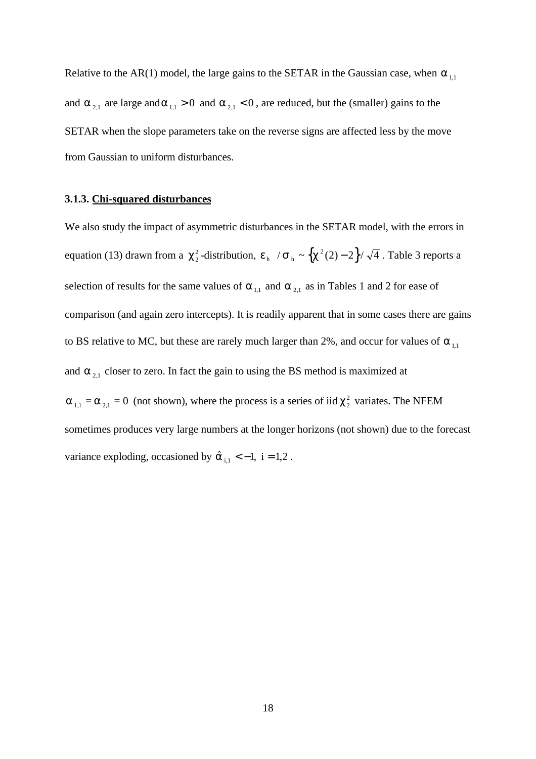Relative to the AR(1) model, the large gains to the SETAR in the Gaussian case, when $\alpha_{1,1}$ and $\alpha_{2,1}$ are large and $\alpha_{1,1} > 0$ and $\alpha_{2,1} < 0$, are reduced, but the (smaller) gains to the SETAR when the slope parameters take on the reverse signs are affected less by the move from Gaussian to uniform disturbances.

### 3.1.3. Chi-squared disturbances

We also study the impact of asymmetric disturbances in the SETAR model, with the errors in equation (13) drawn from a $\chi^2_2$-distribution, $\varepsilon_h / \sigma_h \sim \left\{\chi^2(2) - 2\right\} / \sqrt{4}$. Table 3 reports a selection of results for the same values of $\alpha_{1,1}$ and $\alpha_{2,1}$ as in Tables 1 and 2 for ease of comparison (and again zero intercepts). It is readily apparent that in some cases there are gains to BS relative to MC, but these are rarely much larger than 2%, and occur for values of $\alpha_{1,1}$ and $\alpha_{2,1}$ closer to zero. In fact the gain to using the BS method is maximized at $\alpha_{1,1} = \alpha_{2,1} = 0$ (not shown), where the process is a series of iid $\chi^2_2$ variates. The NFEM sometimes produces very large numbers at the longer horizons (not shown) due to the forecast variance exploding, occasioned by $\hat{\alpha}_{i,1} < -1,\ i = 1,2$.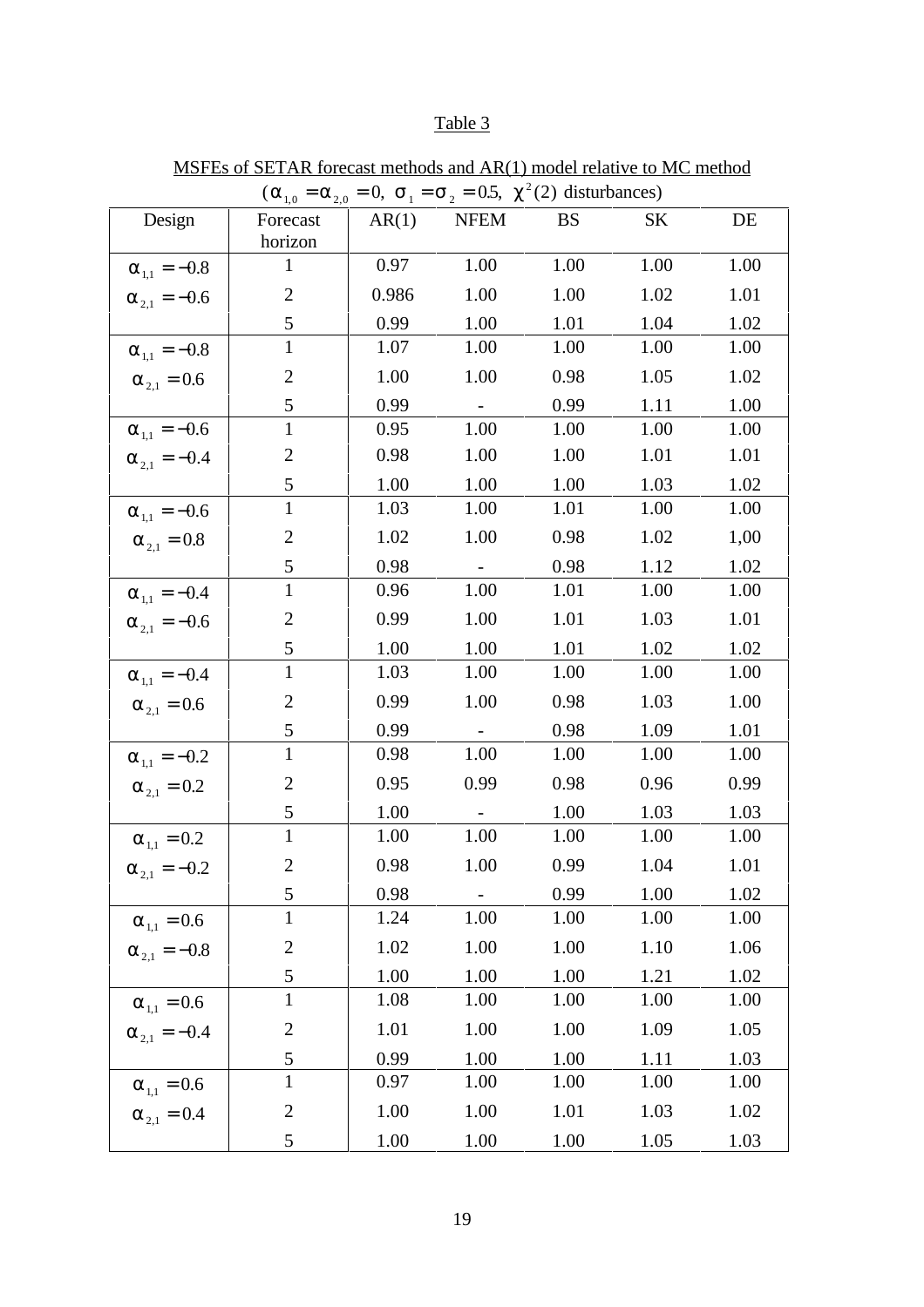Table 3

MSFEs of SETAR forecast methods and AR(1) model relative to MC method
($\alpha_{1,0} = \alpha_{2,0} = 0,\ \sigma_1 = \sigma_2 = 0.5,\ \chi^2(2)$ disturbances)

| Design | Forecast horizon | AR(1) | NFEM | BS | SK | DE |
|---|---|---|---|---|---|---|
| $\alpha_{1,1} = -0.8$ | 1 | 0.97 | 1.00 | 1.00 | 1.00 | 1.00 |
| $\alpha_{2,1} = -0.6$ | 2 | 0.986 | 1.00 | 1.00 | 1.02 | 1.01 |
| | 5 | 0.99 | 1.00 | 1.01 | 1.04 | 1.02 |
| $\alpha_{1,1} = -0.8$ | 1 | 1.07 | 1.00 | 1.00 | 1.00 | 1.00 |
| $\alpha_{2,1} = 0.6$ | 2 | 1.00 | 1.00 | 0.98 | 1.05 | 1.02 |
| | 5 | 0.99 | - | 0.99 | 1.11 | 1.00 |
| $\alpha_{1,1} = -0.6$ | 1 | 0.95 | 1.00 | 1.00 | 1.00 | 1.00 |
| $\alpha_{2,1} = -0.4$ | 2 | 0.98 | 1.00 | 1.00 | 1.01 | 1.01 |
| | 5 | 1.00 | 1.00 | 1.00 | 1.03 | 1.02 |
| $\alpha_{1,1} = -0.6$ | 1 | 1.03 | 1.00 | 1.01 | 1.00 | 1.00 |
| $\alpha_{2,1} = 0.8$ | 2 | 1.02 | 1.00 | 0.98 | 1.02 | 1,00 |
| | 5 | 0.98 | - | 0.98 | 1.12 | 1.02 |
| $\alpha_{1,1} = -0.4$ | 1 | 0.96 | 1.00 | 1.01 | 1.00 | 1.00 |
| $\alpha_{2,1} = -0.6$ | 2 | 0.99 | 1.00 | 1.01 | 1.03 | 1.01 |
| | 5 | 1.00 | 1.00 | 1.01 | 1.02 | 1.02 |
| $\alpha_{1,1} = -0.4$ | 1 | 1.03 | 1.00 | 1.00 | 1.00 | 1.00 |
| $\alpha_{2,1} = 0.6$ | 2 | 0.99 | 1.00 | 0.98 | 1.03 | 1.00 |
| | 5 | 0.99 | - | 0.98 | 1.09 | 1.01 |
| $\alpha_{1,1} = -0.2$ | 1 | 0.98 | 1.00 | 1.00 | 1.00 | 1.00 |
| $\alpha_{2,1} = 0.2$ | 2 | 0.95 | 0.99 | 0.98 | 0.96 | 0.99 |
| | 5 | 1.00 | - | 1.00 | 1.03 | 1.03 |
| $\alpha_{1,1} = 0.2$ | 1 | 1.00 | 1.00 | 1.00 | 1.00 | 1.00 |
| $\alpha_{2,1} = -0.2$ | 2 | 0.98 | 1.00 | 0.99 | 1.04 | 1.01 |
| | 5 | 0.98 | - | 0.99 | 1.00 | 1.02 |
| $\alpha_{1,1} = 0.6$ | 1 | 1.24 | 1.00 | 1.00 | 1.00 | 1.00 |
| $\alpha_{2,1} = -0.8$ | 2 | 1.02 | 1.00 | 1.00 | 1.10 | 1.06 |
| | 5 | 1.00 | 1.00 | 1.00 | 1.21 | 1.02 |
| $\alpha_{1,1} = 0.6$ | 1 | 1.08 | 1.00 | 1.00 | 1.00 | 1.00 |
| $\alpha_{2,1} = -0.4$ | 2 | 1.01 | 1.00 | 1.00 | 1.09 | 1.05 |
| | 5 | 0.99 | 1.00 | 1.00 | 1.11 | 1.03 |
| $\alpha_{1,1} = 0.6$ | 1 | 0.97 | 1.00 | 1.00 | 1.00 | 1.00 |
| $\alpha_{2,1} = 0.4$ | 2 | 1.00 | 1.00 | 1.01 | 1.03 | 1.02 |
| | 5 | 1.00 | 1.00 | 1.00 | 1.05 | 1.03 |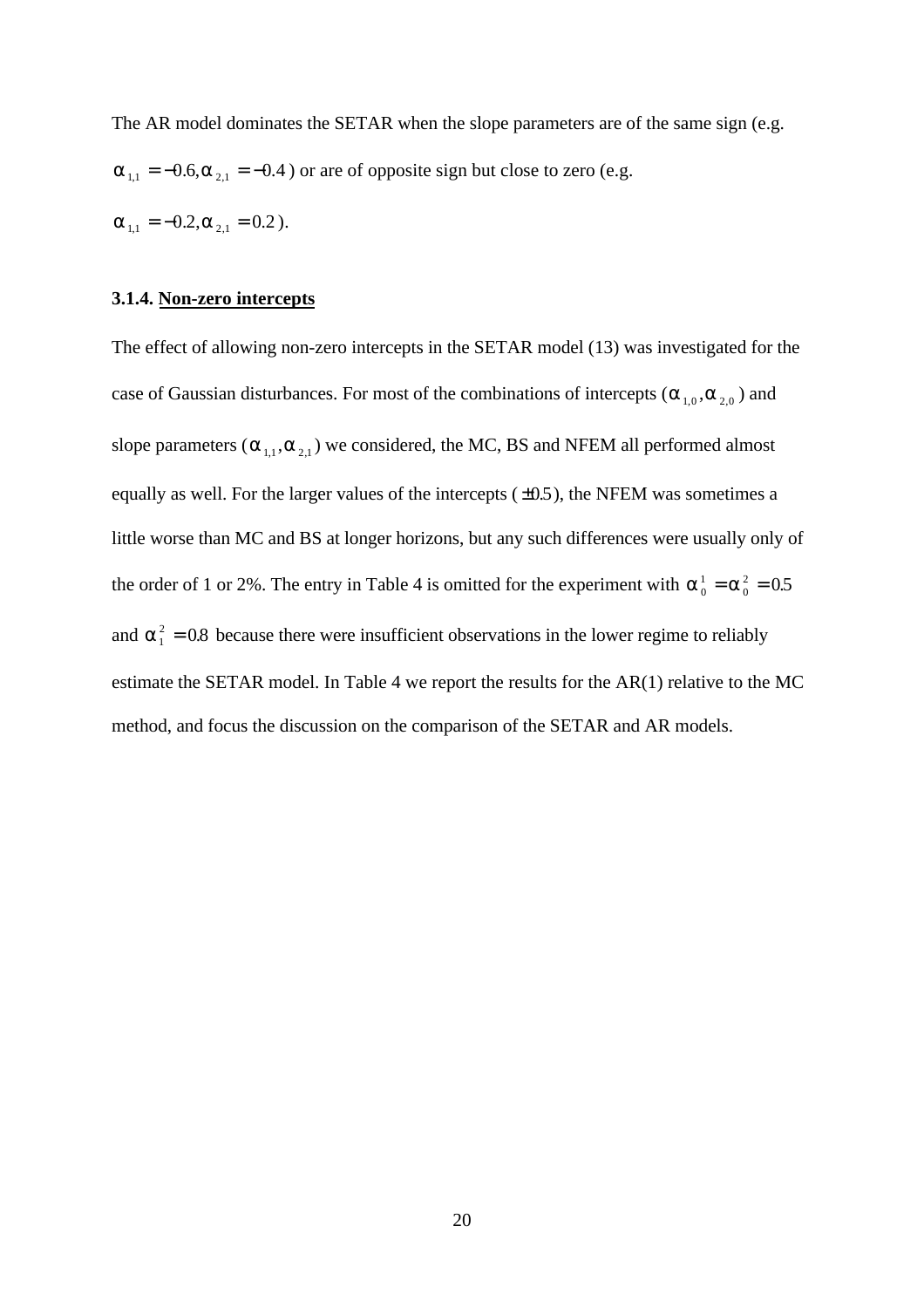The AR model dominates the SETAR when the slope parameters are of the same sign (e.g. $\alpha_{1,1} = -0.6, \alpha_{2,1} = -0.4$) or are of opposite sign but close to zero (e.g. $\alpha_{1,1} = -0.2, \alpha_{2,1} = 0.2$).

### 3.1.4. Non-zero intercepts

The effect of allowing non-zero intercepts in the SETAR model (13) was investigated for the case of Gaussian disturbances. For most of the combinations of intercepts ($\alpha_{1,0}, \alpha_{2,0}$) and slope parameters ($\alpha_{1,1}, \alpha_{2,1}$) we considered, the MC, BS and NFEM all performed almost equally as well. For the larger values of the intercepts ($\pm 0.5$), the NFEM was sometimes a little worse than MC and BS at longer horizons, but any such differences were usually only of the order of 1 or 2%. The entry in Table 4 is omitted for the experiment with $\alpha_0^1 = \alpha_0^2 = 0.5$ and $\alpha_1^2 = 0.8$ because there were insufficient observations in the lower regime to reliably estimate the SETAR model. In Table 4 we report the results for the AR(1) relative to the MC method, and focus the discussion on the comparison of the SETAR and AR models.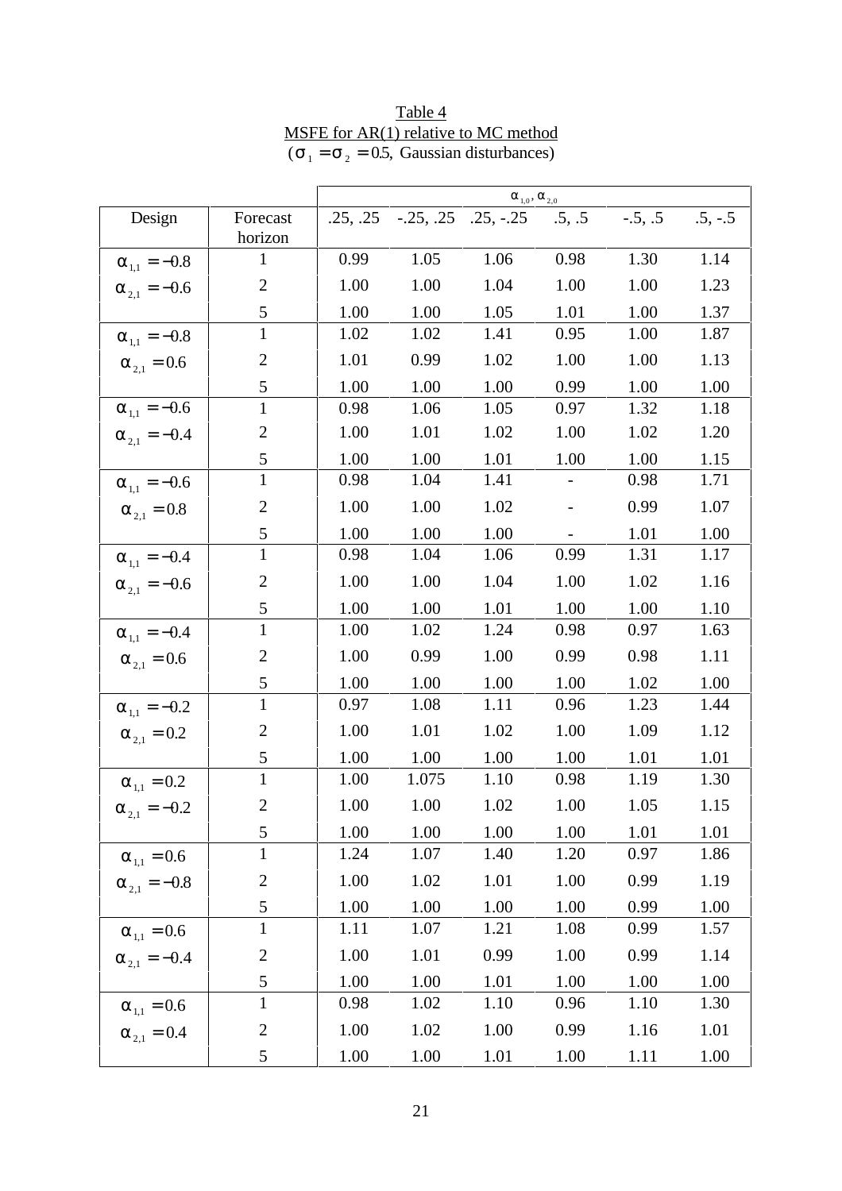Table 4
MSFE for AR(1) relative to MC method
($\sigma_1 = \sigma_2 = 0.5$, Gaussian disturbances)

| | | $\alpha_{1,0}, \alpha_{2,0}$ | | | | | |
|---|---|---|---|---|---|---|---|
| Design | Forecast horizon | .25, .25 | -.25, .25 | .25, -.25 | .5, .5 | -.5, .5 | .5, -.5 |
| $\alpha_{1,1} = -0.8$ | 1 | 0.99 | 1.05 | 1.06 | 0.98 | 1.30 | 1.14 |
| $\alpha_{2,1} = -0.6$ | 2 | 1.00 | 1.00 | 1.04 | 1.00 | 1.00 | 1.23 |
| | 5 | 1.00 | 1.00 | 1.05 | 1.01 | 1.00 | 1.37 |
| $\alpha_{1,1} = -0.8$ | 1 | 1.02 | 1.02 | 1.41 | 0.95 | 1.00 | 1.87 |
| $\alpha_{2,1} = 0.6$ | 2 | 1.01 | 0.99 | 1.02 | 1.00 | 1.00 | 1.13 |
| | 5 | 1.00 | 1.00 | 1.00 | 0.99 | 1.00 | 1.00 |
| $\alpha_{1,1} = -0.6$ | 1 | 0.98 | 1.06 | 1.05 | 0.97 | 1.32 | 1.18 |
| $\alpha_{2,1} = -0.4$ | 2 | 1.00 | 1.01 | 1.02 | 1.00 | 1.02 | 1.20 |
| | 5 | 1.00 | 1.00 | 1.01 | 1.00 | 1.00 | 1.15 |
| $\alpha_{1,1} = -0.6$ | 1 | 0.98 | 1.04 | 1.41 | - | 0.98 | 1.71 |
| $\alpha_{2,1} = 0.8$ | 2 | 1.00 | 1.00 | 1.02 | - | 0.99 | 1.07 |
| | 5 | 1.00 | 1.00 | 1.00 | - | 1.01 | 1.00 |
| $\alpha_{1,1} = -0.4$ | 1 | 0.98 | 1.04 | 1.06 | 0.99 | 1.31 | 1.17 |
| $\alpha_{2,1} = -0.6$ | 2 | 1.00 | 1.00 | 1.04 | 1.00 | 1.02 | 1.16 |
| | 5 | 1.00 | 1.00 | 1.01 | 1.00 | 1.00 | 1.10 |
| $\alpha_{1,1} = -0.4$ | 1 | 1.00 | 1.02 | 1.24 | 0.98 | 0.97 | 1.63 |
| $\alpha_{2,1} = 0.6$ | 2 | 1.00 | 0.99 | 1.00 | 0.99 | 0.98 | 1.11 |
| | 5 | 1.00 | 1.00 | 1.00 | 1.00 | 1.02 | 1.00 |
| $\alpha_{1,1} = -0.2$ | 1 | 0.97 | 1.08 | 1.11 | 0.96 | 1.23 | 1.44 |
| $\alpha_{2,1} = 0.2$ | 2 | 1.00 | 1.01 | 1.02 | 1.00 | 1.09 | 1.12 |
| | 5 | 1.00 | 1.00 | 1.00 | 1.00 | 1.01 | 1.01 |
| $\alpha_{1,1} = 0.2$ | 1 | 1.00 | 1.075 | 1.10 | 0.98 | 1.19 | 1.30 |
| $\alpha_{2,1} = -0.2$ | 2 | 1.00 | 1.00 | 1.02 | 1.00 | 1.05 | 1.15 |
| | 5 | 1.00 | 1.00 | 1.00 | 1.00 | 1.01 | 1.01 |
| $\alpha_{1,1} = 0.6$ | 1 | 1.24 | 1.07 | 1.40 | 1.20 | 0.97 | 1.86 |
| $\alpha_{2,1} = -0.8$ | 2 | 1.00 | 1.02 | 1.01 | 1.00 | 0.99 | 1.19 |
| | 5 | 1.00 | 1.00 | 1.00 | 1.00 | 0.99 | 1.00 |
| $\alpha_{1,1} = 0.6$ | 1 | 1.11 | 1.07 | 1.21 | 1.08 | 0.99 | 1.57 |
| $\alpha_{2,1} = -0.4$ | 2 | 1.00 | 1.01 | 0.99 | 1.00 | 0.99 | 1.14 |
| | 5 | 1.00 | 1.00 | 1.01 | 1.00 | 1.00 | 1.00 |
| $\alpha_{1,1} = 0.6$ | 1 | 0.98 | 1.02 | 1.10 | 0.96 | 1.10 | 1.30 |
| $\alpha_{2,1} = 0.4$ | 2 | 1.00 | 1.02 | 1.00 | 0.99 | 1.16 | 1.01 |
| | 5 | 1.00 | 1.00 | 1.01 | 1.00 | 1.11 | 1.00 |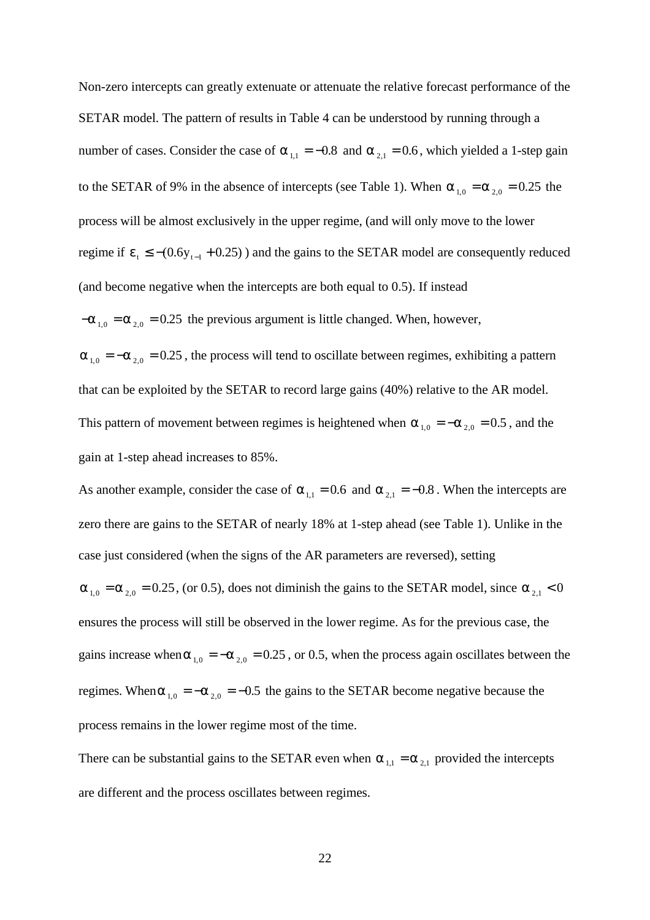Non-zero intercepts can greatly extenuate or attenuate the relative forecast performance of the SETAR model. The pattern of results in Table 4 can be understood by running through a number of cases. Consider the case of $\alpha_{1,1} = -0.8$ and $\alpha_{2,1} = 0.6$, which yielded a 1-step gain to the SETAR of 9% in the absence of intercepts (see Table 1). When $\alpha_{1,0} = \alpha_{2,0} = 0.25$ the process will be almost exclusively in the upper regime, (and will only move to the lower regime if $\varepsilon_t \leq -(0.6 y_{t-1} + 0.25)$ ) and the gains to the SETAR model are consequently reduced (and become negative when the intercepts are both equal to 0.5). If instead $-\alpha_{1,0} = \alpha_{2,0} = 0.25$ the previous argument is little changed. When, however, $\alpha_{1,0} = -\alpha_{2,0} = 0.25$, the process will tend to oscillate between regimes, exhibiting a pattern that can be exploited by the SETAR to record large gains (40%) relative to the AR model. This pattern of movement between regimes is heightened when $\alpha_{1,0} = -\alpha_{2,0} = 0.5$, and the gain at 1-step ahead increases to 85%.

As another example, consider the case of $\alpha_{1,1} = 0.6$ and $\alpha_{2,1} = -0.8$. When the intercepts are zero there are gains to the SETAR of nearly 18% at 1-step ahead (see Table 1). Unlike in the case just considered (when the signs of the AR parameters are reversed), setting $\alpha_{1,0} = \alpha_{2,0} = 0.25$, (or 0.5), does not diminish the gains to the SETAR model, since $\alpha_{2,1} < 0$ ensures the process will still be observed in the lower regime. As for the previous case, the gains increase when $\alpha_{1,0} = -\alpha_{2,0} = 0.25$, or 0.5, when the process again oscillates between the regimes. When $\alpha_{1,0} = -\alpha_{2,0} = -0.5$ the gains to the SETAR become negative because the process remains in the lower regime most of the time.

There can be substantial gains to the SETAR even when $\alpha_{1,1} = \alpha_{2,1}$ provided the intercepts are different and the process oscillates between regimes.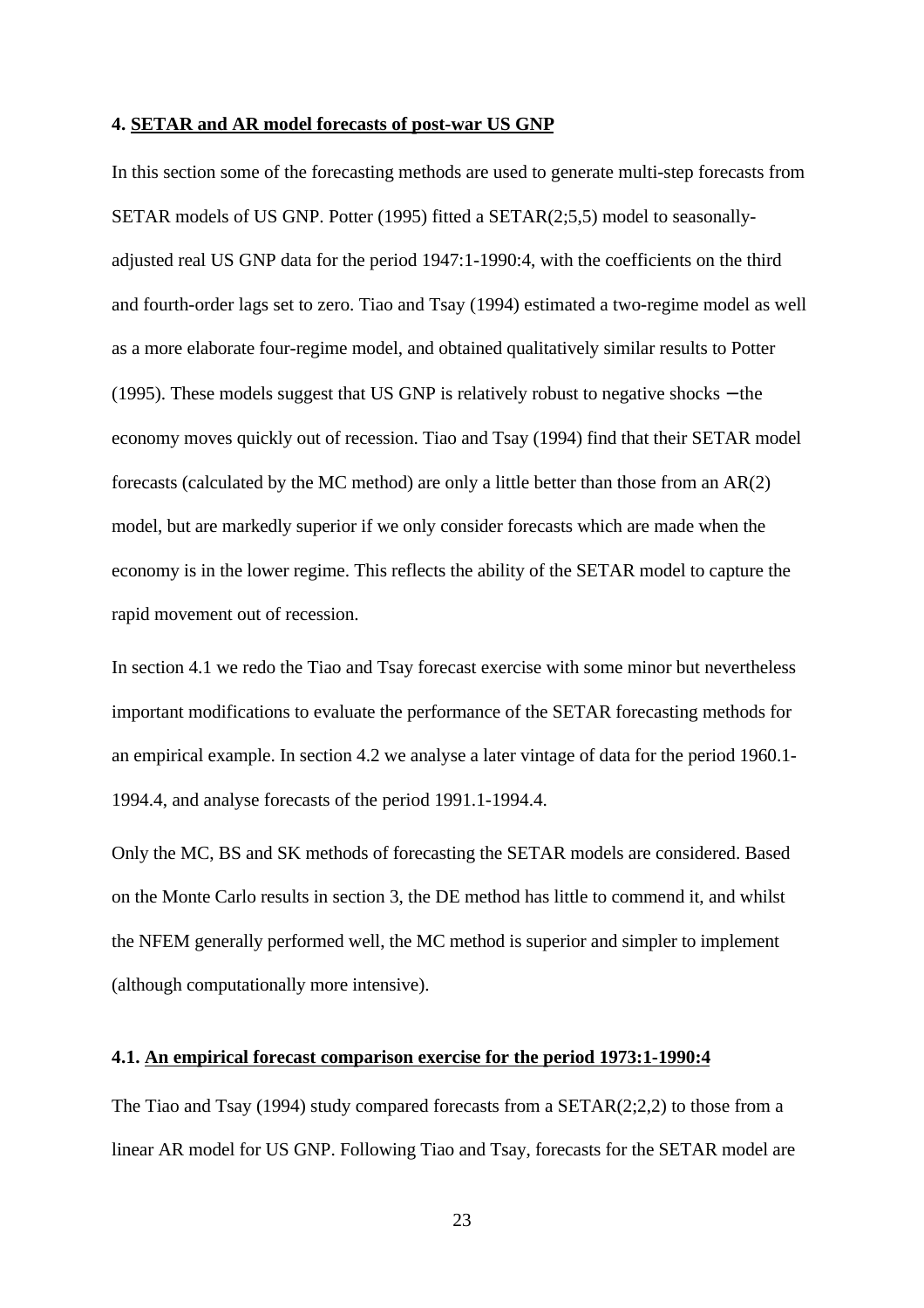## 4. SETAR and AR model forecasts of post-war US GNP

In this section some of the forecasting methods are used to generate multi-step forecasts from SETAR models of US GNP. Potter (1995) fitted a SETAR(2;5,5) model to seasonally-adjusted real US GNP data for the period 1947:1-1990:4, with the coefficients on the third and fourth-order lags set to zero. Tiao and Tsay (1994) estimated a two-regime model as well as a more elaborate four-regime model, and obtained qualitatively similar results to Potter (1995). These models suggest that US GNP is relatively robust to negative shocks − the economy moves quickly out of recession. Tiao and Tsay (1994) find that their SETAR model forecasts (calculated by the MC method) are only a little better than those from an AR(2) model, but are markedly superior if we only consider forecasts which are made when the economy is in the lower regime. This reflects the ability of the SETAR model to capture the rapid movement out of recession.

In section 4.1 we redo the Tiao and Tsay forecast exercise with some minor but nevertheless important modifications to evaluate the performance of the SETAR forecasting methods for an empirical example. In section 4.2 we analyse a later vintage of data for the period 1960.1-1994.4, and analyse forecasts of the period 1991.1-1994.4.

Only the MC, BS and SK methods of forecasting the SETAR models are considered. Based on the Monte Carlo results in section 3, the DE method has little to commend it, and whilst the NFEM generally performed well, the MC method is superior and simpler to implement (although computationally more intensive).

### 4.1. An empirical forecast comparison exercise for the period 1973:1-1990:4

The Tiao and Tsay (1994) study compared forecasts from a SETAR(2;2,2) to those from a linear AR model for US GNP. Following Tiao and Tsay, forecasts for the SETAR model are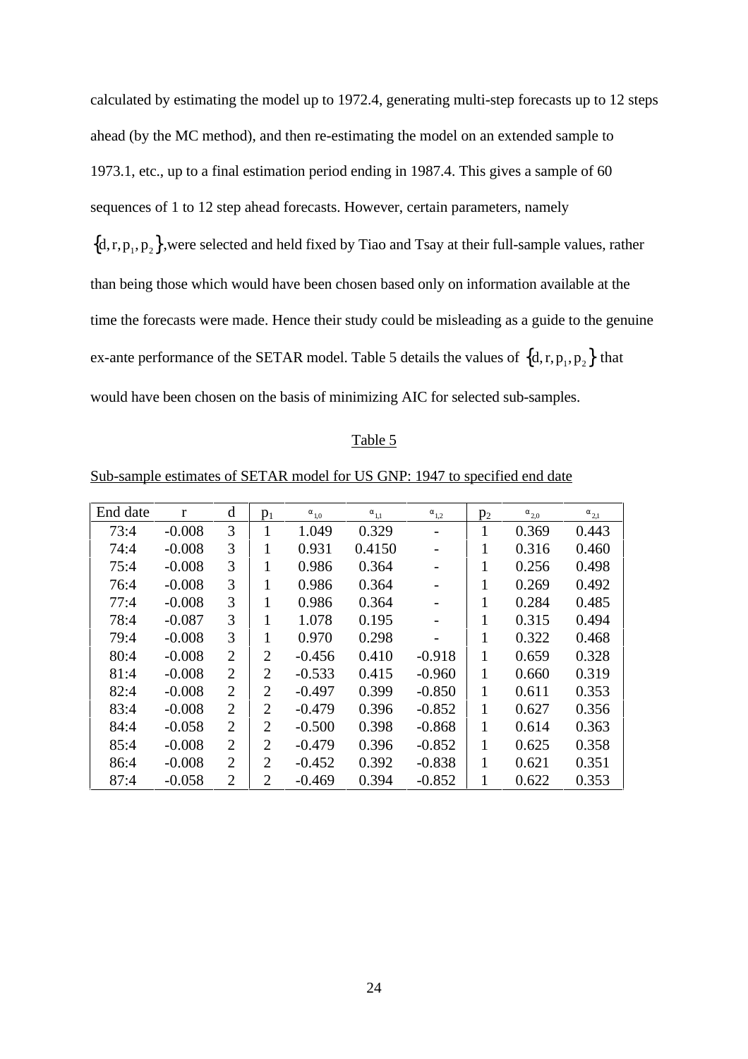calculated by estimating the model up to 1972.4, generating multi-step forecasts up to 12 steps ahead (by the MC method), and then re-estimating the model on an extended sample to 1973.1, etc., up to a final estimation period ending in 1987.4. This gives a sample of 60 sequences of 1 to 12 step ahead forecasts. However, certain parameters, namely $\{d, r, p_1, p_2\}$,were selected and held fixed by Tiao and Tsay at their full-sample values, rather than being those which would have been chosen based only on information available at the time the forecasts were made. Hence their study could be misleading as a guide to the genuine ex-ante performance of the SETAR model. Table 5 details the values of $\{d, r, p_1, p_2\}$ that would have been chosen on the basis of minimizing AIC for selected sub-samples.

Table 5

Sub-sample estimates of SETAR model for US GNP: 1947 to specified end date

| End date | r | d | $p_1$ | $\alpha_{1,0}$ | $\alpha_{1,1}$ | $\alpha_{1,2}$ | $p_2$ | $\alpha_{2,0}$ | $\alpha_{2,1}$ |
|---|---|---|---|---|---|---|---|---|---|
| 73:4 | -0.008 | 3 | 1 | 1.049 | 0.329 | - | 1 | 0.369 | 0.443 |
| 74:4 | -0.008 | 3 | 1 | 0.931 | 0.4150 | - | 1 | 0.316 | 0.460 |
| 75:4 | -0.008 | 3 | 1 | 0.986 | 0.364 | - | 1 | 0.256 | 0.498 |
| 76:4 | -0.008 | 3 | 1 | 0.986 | 0.364 | - | 1 | 0.269 | 0.492 |
| 77:4 | -0.008 | 3 | 1 | 0.986 | 0.364 | - | 1 | 0.284 | 0.485 |
| 78:4 | -0.087 | 3 | 1 | 1.078 | 0.195 | - | 1 | 0.315 | 0.494 |
| 79:4 | -0.008 | 3 | 1 | 0.970 | 0.298 | - | 1 | 0.322 | 0.468 |
| 80:4 | -0.008 | 2 | 2 | -0.456 | 0.410 | -0.918 | 1 | 0.659 | 0.328 |
| 81:4 | -0.008 | 2 | 2 | -0.533 | 0.415 | -0.960 | 1 | 0.660 | 0.319 |
| 82:4 | -0.008 | 2 | 2 | -0.497 | 0.399 | -0.850 | 1 | 0.611 | 0.353 |
| 83:4 | -0.008 | 2 | 2 | -0.479 | 0.396 | -0.852 | 1 | 0.627 | 0.356 |
| 84:4 | -0.058 | 2 | 2 | -0.500 | 0.398 | -0.868 | 1 | 0.614 | 0.363 |
| 85:4 | -0.008 | 2 | 2 | -0.479 | 0.396 | -0.852 | 1 | 0.625 | 0.358 |
| 86:4 | -0.008 | 2 | 2 | -0.452 | 0.392 | -0.838 | 1 | 0.621 | 0.351 |
| 87:4 | -0.058 | 2 | 2 | -0.469 | 0.394 | -0.852 | 1 | 0.622 | 0.353 |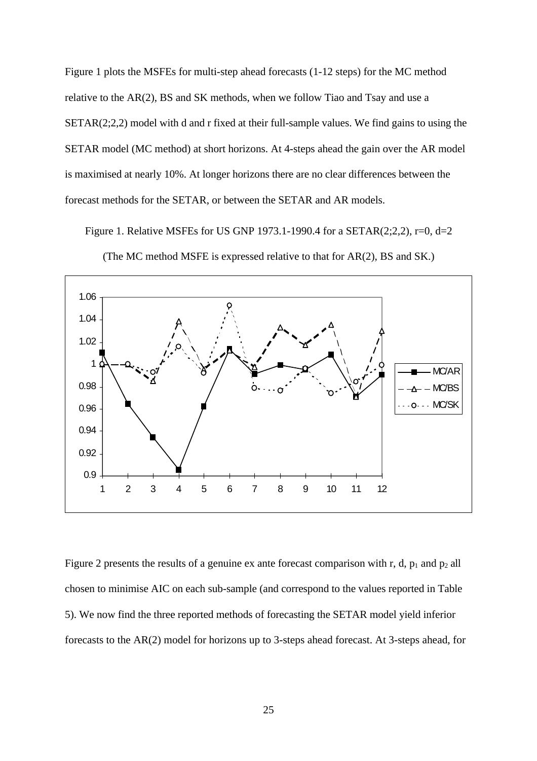Figure 1 plots the MSFEs for multi-step ahead forecasts (1-12 steps) for the MC method relative to the AR(2), BS and SK methods, when we follow Tiao and Tsay and use a SETAR(2;2,2) model with d and r fixed at their full-sample values. We find gains to using the SETAR model (MC method) at short horizons. At 4-steps ahead the gain over the AR model is maximised at nearly 10%. At longer horizons there are no clear differences between the forecast methods for the SETAR, or between the SETAR and AR models.

Figure 1. Relative MSFEs for US GNP 1973.1-1990.4 for a SETAR(2;2,2), r=0, d=2

(The MC method MSFE is expressed relative to that for AR(2), BS and SK.)

Figure 2 presents the results of a genuine ex ante forecast comparison with r, d, $p_1$ and $p_2$ all chosen to minimise AIC on each sub-sample (and correspond to the values reported in Table 5). We now find the three reported methods of forecasting the SETAR model yield inferior forecasts to the AR(2) model for horizons up to 3-steps ahead forecast. At 3-steps ahead, for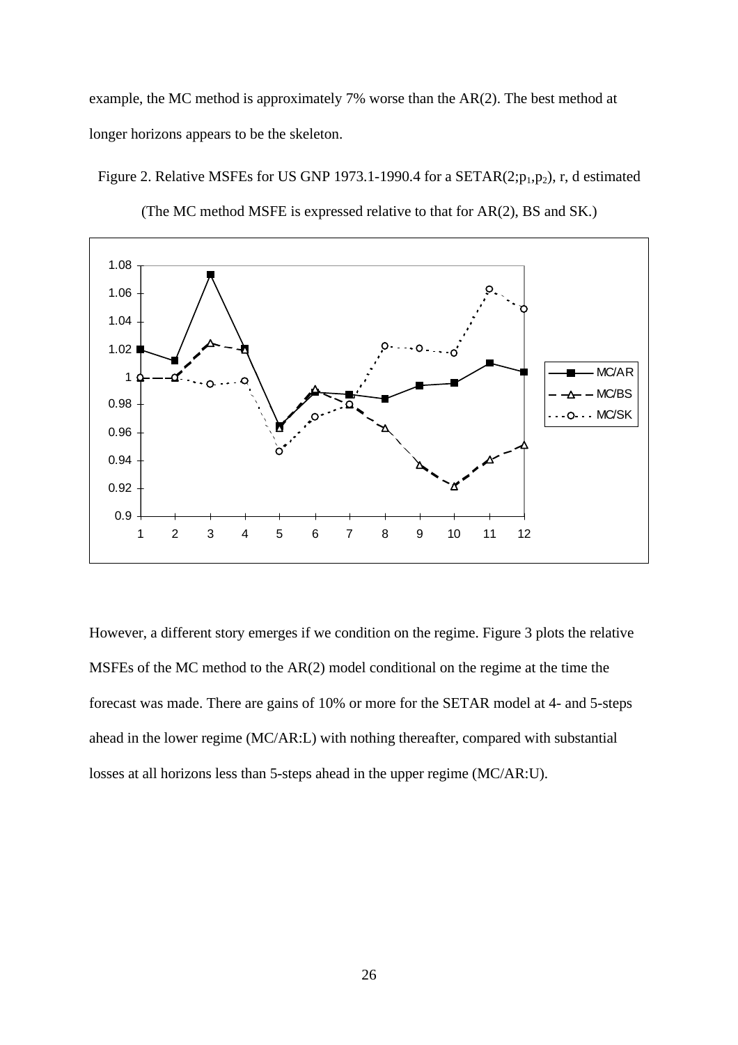example, the MC method is approximately 7% worse than the AR(2). The best method at longer horizons appears to be the skeleton.

Figure 2. Relative MSFEs for US GNP 1973.1-1990.4 for a SETAR($2;p_1,p_2$), r, d estimated

(The MC method MSFE is expressed relative to that for AR(2), BS and SK.)

However, a different story emerges if we condition on the regime. Figure 3 plots the relative MSFEs of the MC method to the AR(2) model conditional on the regime at the time the forecast was made. There are gains of 10% or more for the SETAR model at 4- and 5-steps ahead in the lower regime (MC/AR:L) with nothing thereafter, compared with substantial losses at all horizons less than 5-steps ahead in the upper regime (MC/AR:U).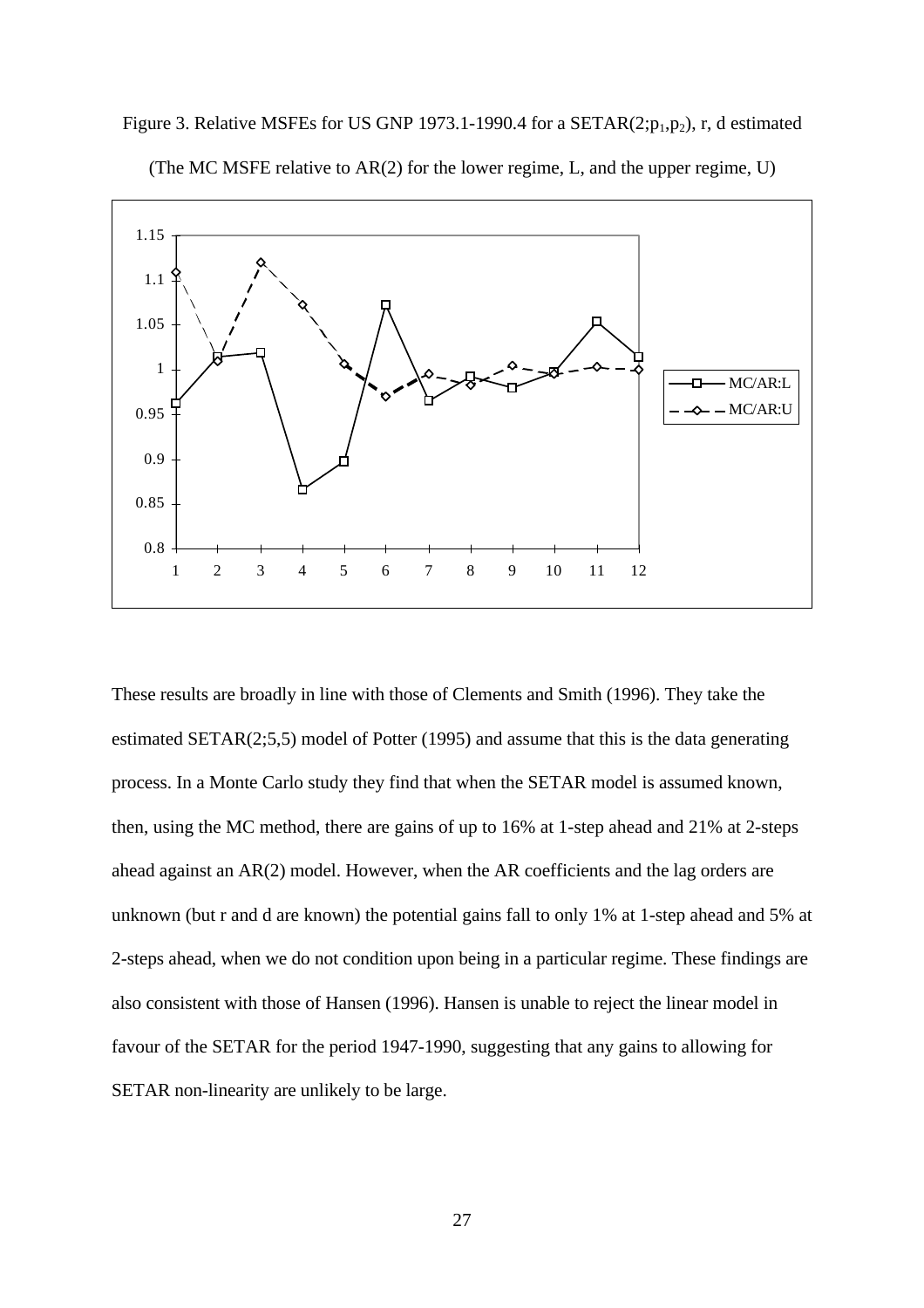Figure 3. Relative MSFEs for US GNP 1973.1-1990.4 for a SETAR($2;p_1,p_2$), r, d estimated

(The MC MSFE relative to AR(2) for the lower regime, L, and the upper regime, U)

These results are broadly in line with those of Clements and Smith (1996). They take the estimated SETAR(2;5,5) model of Potter (1995) and assume that this is the data generating process. In a Monte Carlo study they find that when the SETAR model is assumed known, then, using the MC method, there are gains of up to 16% at 1-step ahead and 21% at 2-steps ahead against an AR(2) model. However, when the AR coefficients and the lag orders are unknown (but r and d are known) the potential gains fall to only 1% at 1-step ahead and 5% at 2-steps ahead, when we do not condition upon being in a particular regime. These findings are also consistent with those of Hansen (1996). Hansen is unable to reject the linear model in favour of the SETAR for the period 1947-1990, suggesting that any gains to allowing for SETAR non-linearity are unlikely to be large.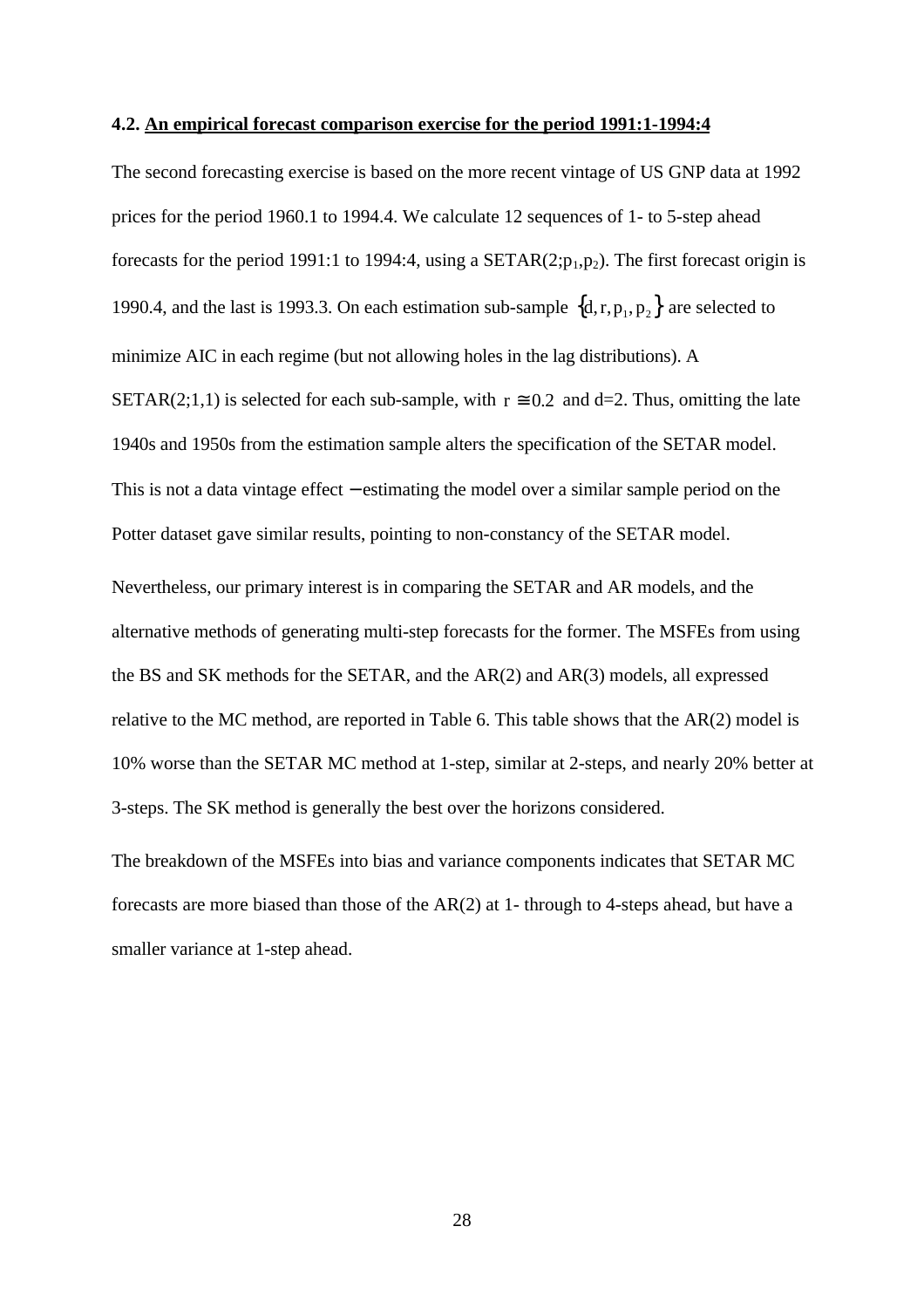### 4.2. An empirical forecast comparison exercise for the period 1991:1-1994:4

The second forecasting exercise is based on the more recent vintage of US GNP data at 1992 prices for the period 1960.1 to 1994.4. We calculate 12 sequences of 1- to 5-step ahead forecasts for the period 1991:1 to 1994:4, using a SETAR(2;$p_1$,$p_2$). The first forecast origin is 1990.4, and the last is 1993.3. On each estimation sub-sample $\{d, r, p_1, p_2\}$ are selected to minimize AIC in each regime (but not allowing holes in the lag distributions). A SETAR(2;1,1) is selected for each sub-sample, with $r \cong 0.2$ and d=2. Thus, omitting the late 1940s and 1950s from the estimation sample alters the specification of the SETAR model. This is not a data vintage effect − estimating the model over a similar sample period on the Potter dataset gave similar results, pointing to non-constancy of the SETAR model.

Nevertheless, our primary interest is in comparing the SETAR and AR models, and the alternative methods of generating multi-step forecasts for the former. The MSFEs from using the BS and SK methods for the SETAR, and the AR(2) and AR(3) models, all expressed relative to the MC method, are reported in Table 6. This table shows that the AR(2) model is 10% worse than the SETAR MC method at 1-step, similar at 2-steps, and nearly 20% better at 3-steps. The SK method is generally the best over the horizons considered.

The breakdown of the MSFEs into bias and variance components indicates that SETAR MC forecasts are more biased than those of the AR(2) at 1- through to 4-steps ahead, but have a smaller variance at 1-step ahead.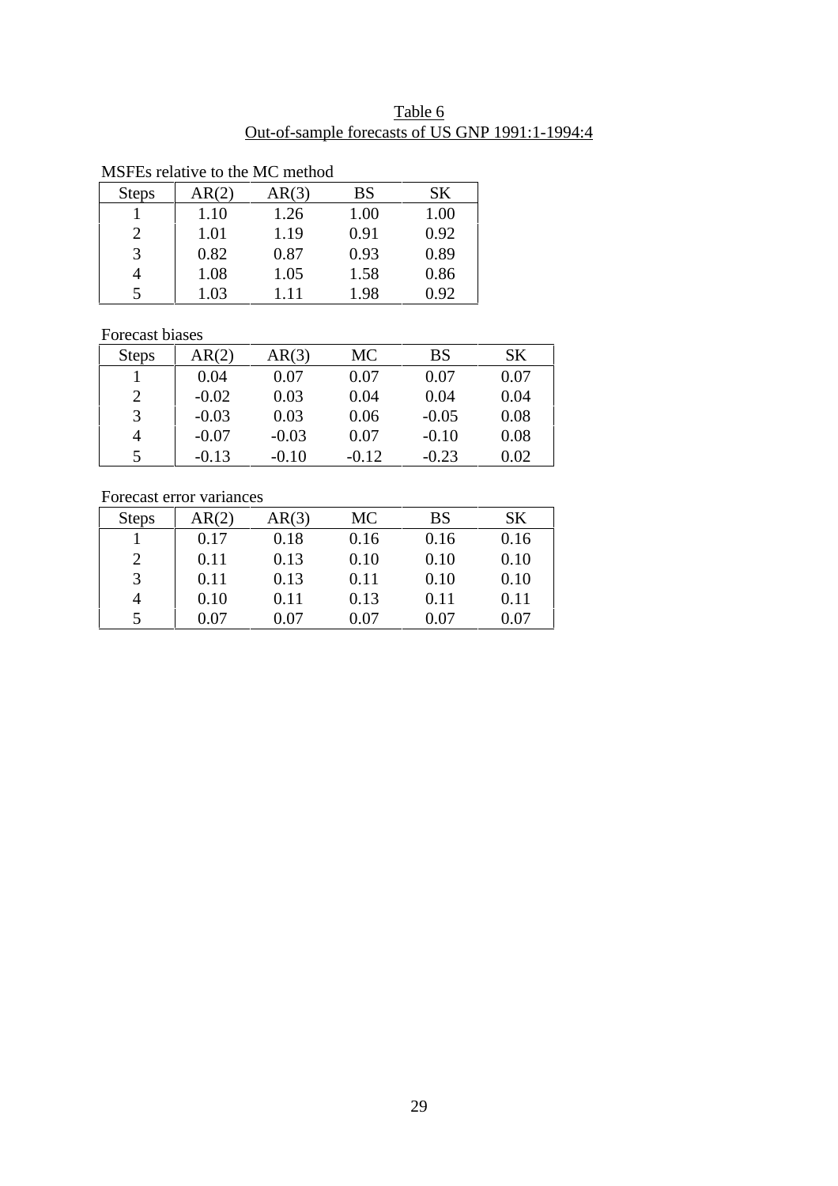# Table 6

## Out-of-sample forecasts of US GNP 1991:1-1994:4

MSFEs relative to the MC method

| Steps | AR(2) | AR(3) | BS | SK |
|---|---|---|---|---|
| 1 | 1.10 | 1.26 | 1.00 | 1.00 |
| 2 | 1.01 | 1.19 | 0.91 | 0.92 |
| 3 | 0.82 | 0.87 | 0.93 | 0.89 |
| 4 | 1.08 | 1.05 | 1.58 | 0.86 |
| 5 | 1.03 | 1.11 | 1.98 | 0.92 |

Forecast biases

| Steps | AR(2) | AR(3) | MC | BS | SK |
|---|---|---|---|---|---|
| 1 | 0.04 | 0.07 | 0.07 | 0.07 | 0.07 |
| 2 | -0.02 | 0.03 | 0.04 | 0.04 | 0.04 |
| 3 | -0.03 | 0.03 | 0.06 | -0.05 | 0.08 |
| 4 | -0.07 | -0.03 | 0.07 | -0.10 | 0.08 |
| 5 | -0.13 | -0.10 | -0.12 | -0.23 | 0.02 |

Forecast error variances

| Steps | AR(2) | AR(3) | MC | BS | SK |
|---|---|---|---|---|---|
| 1 | 0.17 | 0.18 | 0.16 | 0.16 | 0.16 |
| 2 | 0.11 | 0.13 | 0.10 | 0.10 | 0.10 |
| 3 | 0.11 | 0.13 | 0.11 | 0.10 | 0.10 |
| 4 | 0.10 | 0.11 | 0.13 | 0.11 | 0.11 |
| 5 | 0.07 | 0.07 | 0.07 | 0.07 | 0.07 |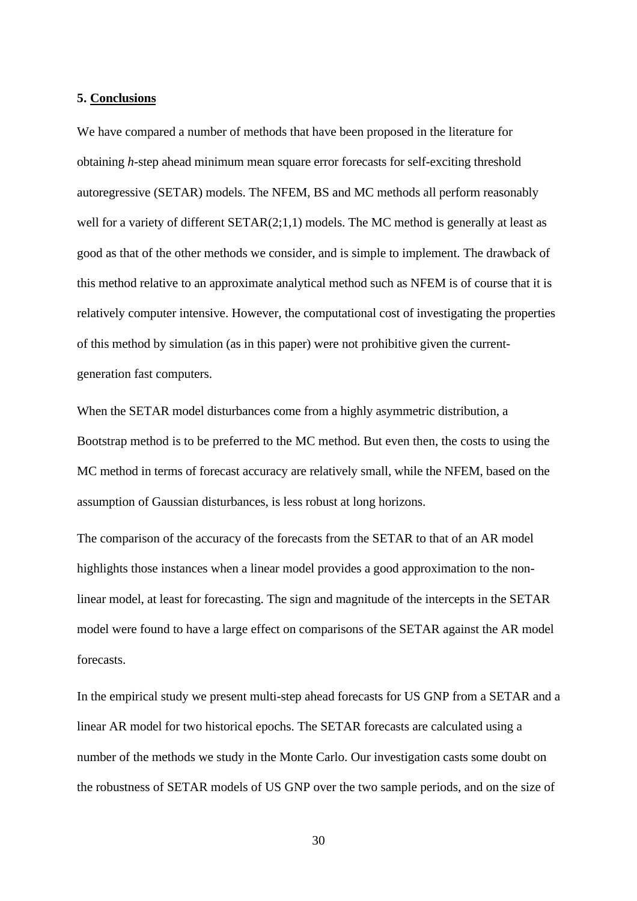## 5. Conclusions

We have compared a number of methods that have been proposed in the literature for obtaining *h*-step ahead minimum mean square error forecasts for self-exciting threshold autoregressive (SETAR) models. The NFEM, BS and MC methods all perform reasonably well for a variety of different SETAR(2;1,1) models. The MC method is generally at least as good as that of the other methods we consider, and is simple to implement. The drawback of this method relative to an approximate analytical method such as NFEM is of course that it is relatively computer intensive. However, the computational cost of investigating the properties of this method by simulation (as in this paper) were not prohibitive given the current-generation fast computers.

When the SETAR model disturbances come from a highly asymmetric distribution, a Bootstrap method is to be preferred to the MC method. But even then, the costs to using the MC method in terms of forecast accuracy are relatively small, while the NFEM, based on the assumption of Gaussian disturbances, is less robust at long horizons.

The comparison of the accuracy of the forecasts from the SETAR to that of an AR model highlights those instances when a linear model provides a good approximation to the non-linear model, at least for forecasting. The sign and magnitude of the intercepts in the SETAR model were found to have a large effect on comparisons of the SETAR against the AR model forecasts.

In the empirical study we present multi-step ahead forecasts for US GNP from a SETAR and a linear AR model for two historical epochs. The SETAR forecasts are calculated using a number of the methods we study in the Monte Carlo. Our investigation casts some doubt on the robustness of SETAR models of US GNP over the two sample periods, and on the size of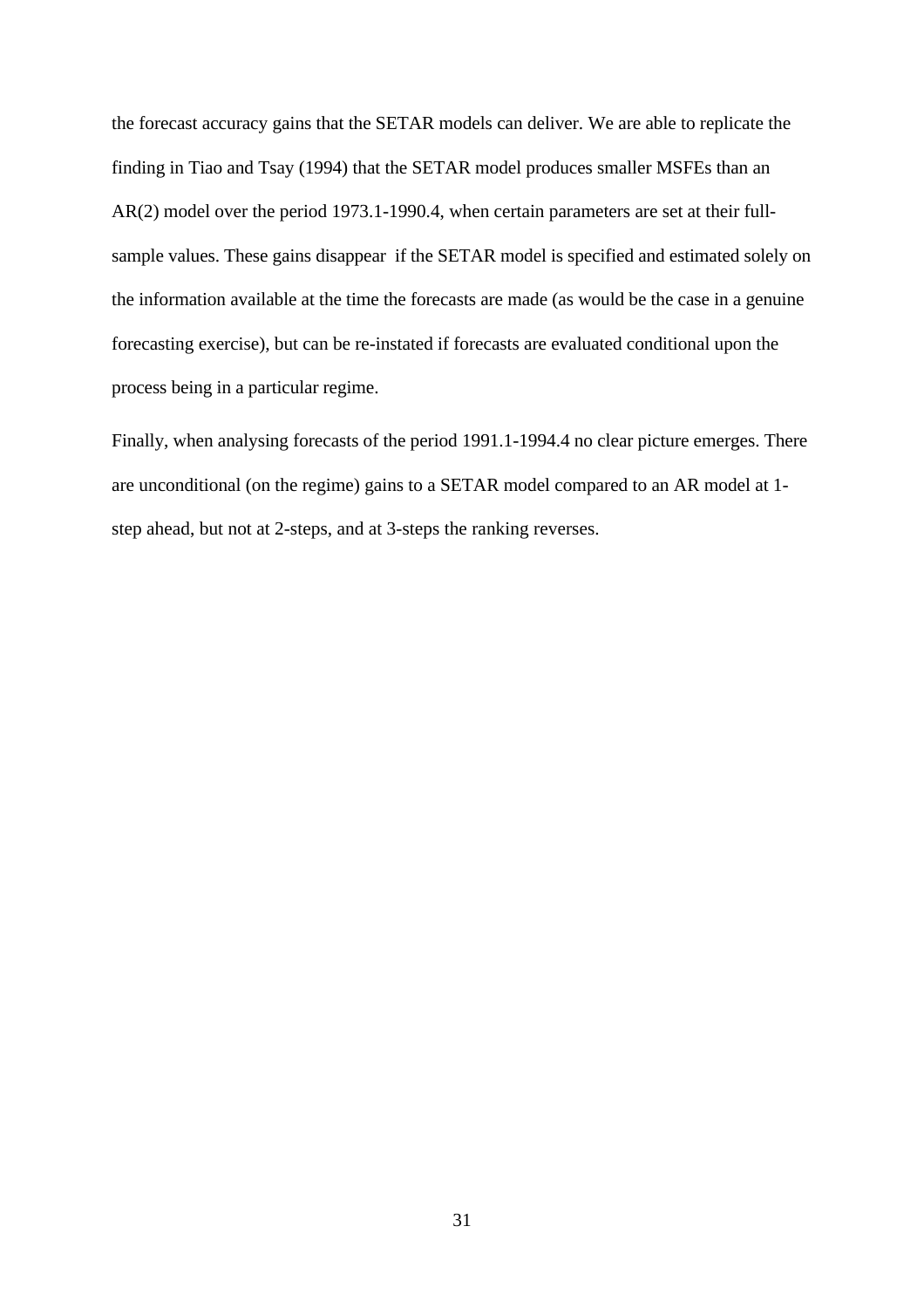the forecast accuracy gains that the SETAR models can deliver. We are able to replicate the finding in Tiao and Tsay (1994) that the SETAR model produces smaller MSFEs than an AR(2) model over the period 1973.1-1990.4, when certain parameters are set at their full-sample values. These gains disappear if the SETAR model is specified and estimated solely on the information available at the time the forecasts are made (as would be the case in a genuine forecasting exercise), but can be re-instated if forecasts are evaluated conditional upon the process being in a particular regime.

Finally, when analysing forecasts of the period 1991.1-1994.4 no clear picture emerges. There are unconditional (on the regime) gains to a SETAR model compared to an AR model at 1-step ahead, but not at 2-steps, and at 3-steps the ranking reverses.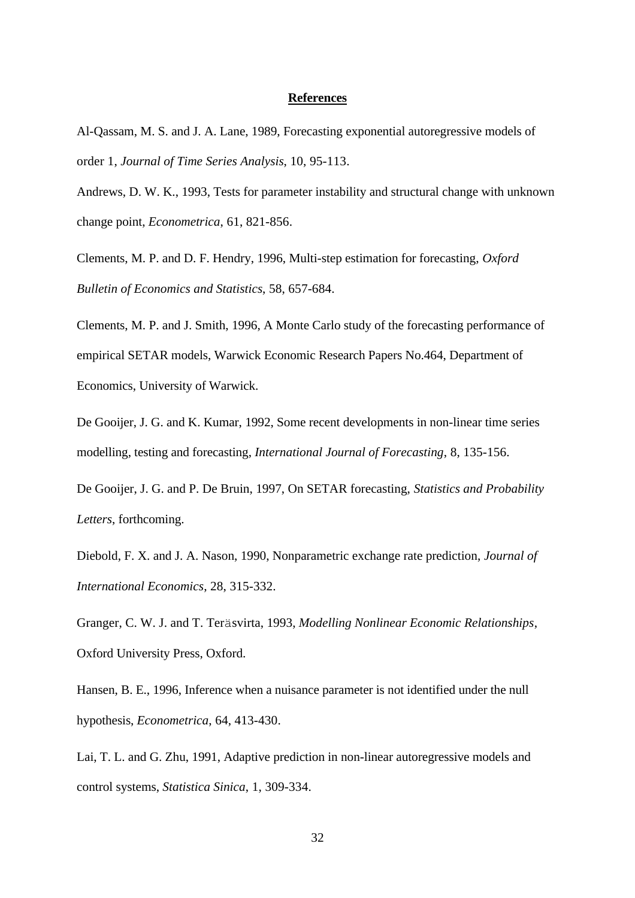## References

Al-Qassam, M. S. and J. A. Lane, 1989, Forecasting exponential autoregressive models of order 1, *Journal of Time Series Analysis*, 10, 95-113.

Andrews, D. W. K., 1993, Tests for parameter instability and structural change with unknown change point, *Econometrica*, 61, 821-856.

Clements, M. P. and D. F. Hendry, 1996, Multi-step estimation for forecasting, *Oxford Bulletin of Economics and Statistics*, 58, 657-684.

Clements, M. P. and J. Smith, 1996, A Monte Carlo study of the forecasting performance of empirical SETAR models, Warwick Economic Research Papers No.464, Department of Economics, University of Warwick.

De Gooijer, J. G. and K. Kumar, 1992, Some recent developments in non-linear time series modelling, testing and forecasting, *International Journal of Forecasting*, 8, 135-156.

De Gooijer, J. G. and P. De Bruin, 1997, On SETAR forecasting, *Statistics and Probability Letters*, forthcoming.

Diebold, F. X. and J. A. Nason, 1990, Nonparametric exchange rate prediction, *Journal of International Economics*, 28, 315-332.

Granger, C. W. J. and T. Teräsvirta, 1993, *Modelling Nonlinear Economic Relationships*, Oxford University Press, Oxford.

Hansen, B. E., 1996, Inference when a nuisance parameter is not identified under the null hypothesis, *Econometrica*, 64, 413-430.

Lai, T. L. and G. Zhu, 1991, Adaptive prediction in non-linear autoregressive models and control systems, *Statistica Sinica*, 1, 309-334.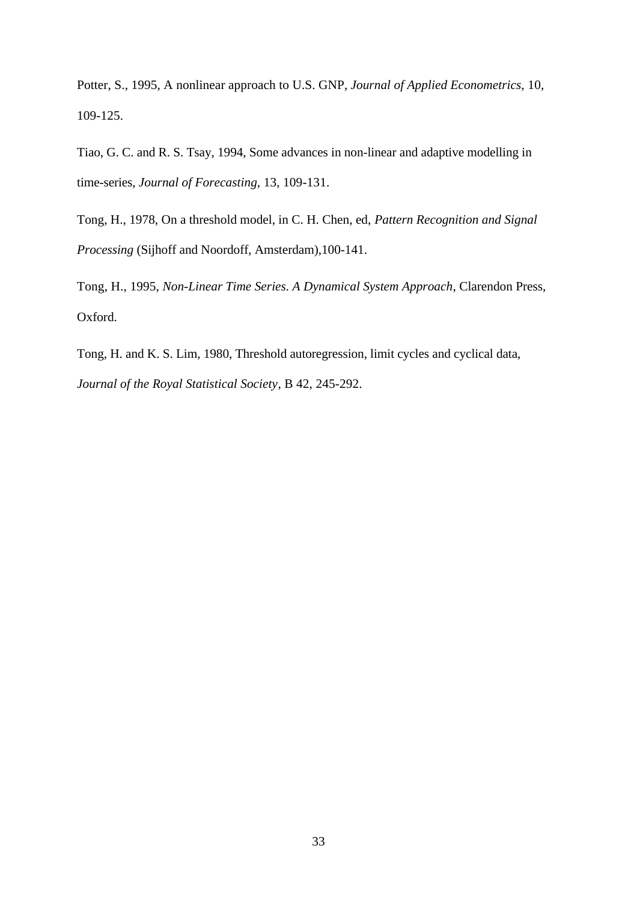Potter, S., 1995, A nonlinear approach to U.S. GNP, *Journal of Applied Econometrics*, 10, 109-125.

Tiao, G. C. and R. S. Tsay, 1994, Some advances in non-linear and adaptive modelling in time-series, *Journal of Forecasting*, 13, 109-131.

Tong, H., 1978, On a threshold model, in C. H. Chen, ed, *Pattern Recognition and Signal Processing* (Sijhoff and Noordoff, Amsterdam),100-141.

Tong, H., 1995, *Non-Linear Time Series. A Dynamical System Approach*, Clarendon Press, Oxford.

Tong, H. and K. S. Lim, 1980, Threshold autoregression, limit cycles and cyclical data, *Journal of the Royal Statistical Society*, B 42, 245-292.